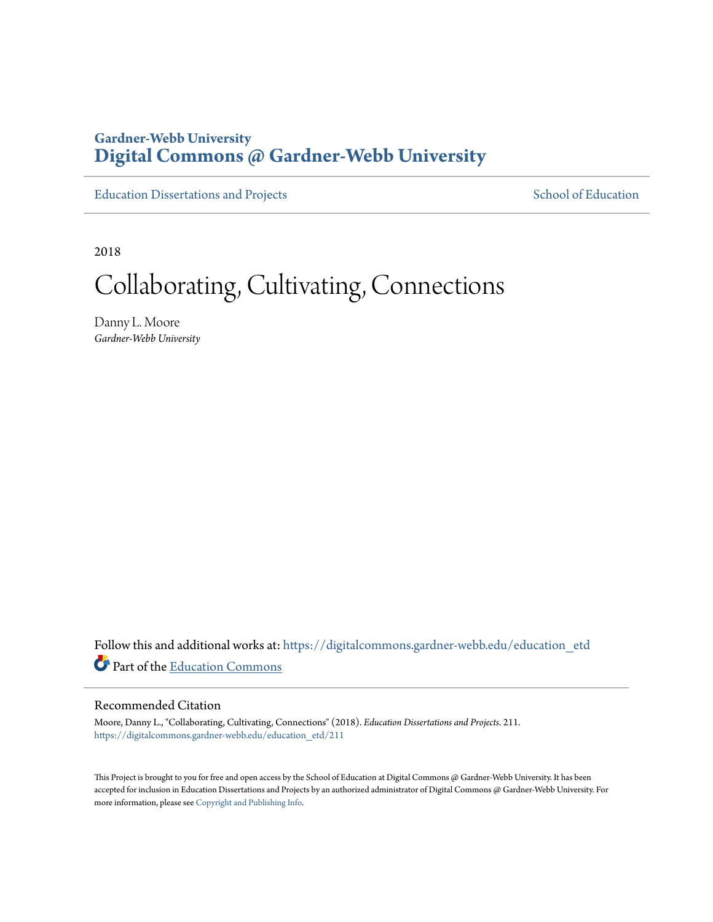**Gardner-Webb University**
**Digital Commons @ Gardner-Webb University**

Education Dissertations and Projects | School of Education

2018

# Collaborating, Cultivating, Connections

Danny L. Moore
*Gardner-Webb University*

Follow this and additional works at: https://digitalcommons.gardner-webb.edu/education_etd

Part of the Education Commons

## Recommended Citation

Moore, Danny L., "Collaborating, Cultivating, Connections" (2018). *Education Dissertations and Projects*. 211.
https://digitalcommons.gardner-webb.edu/education_etd/211

This Project is brought to you for free and open access by the School of Education at Digital Commons @ Gardner-Webb University. It has been accepted for inclusion in Education Dissertations and Projects by an authorized administrator of Digital Commons @ Gardner-Webb University. For more information, please see Copyright and Publishing Info.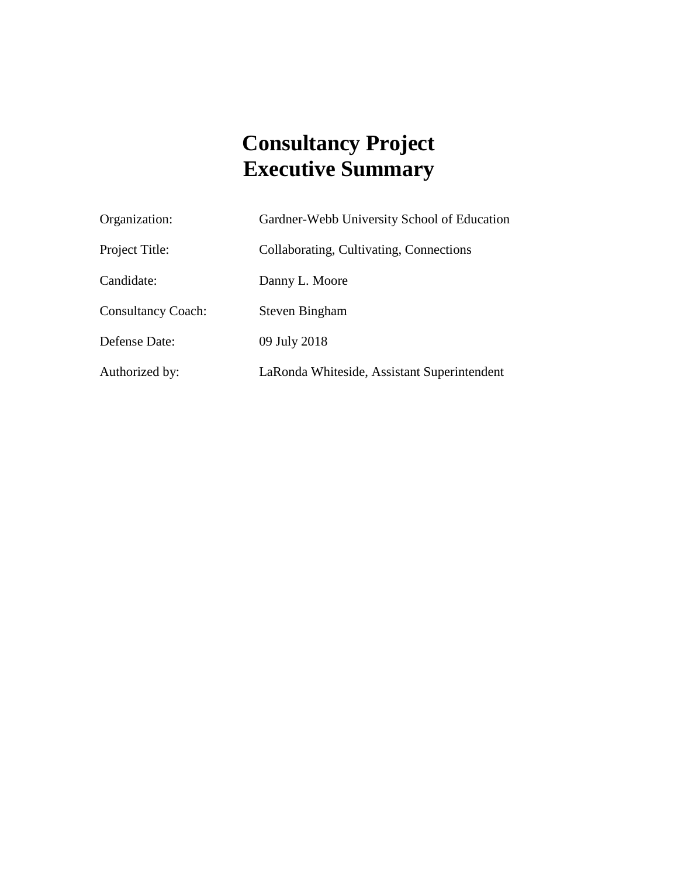# Consultancy Project Executive Summary

| | |
|---|---|
| Organization: | Gardner-Webb University School of Education |
| Project Title: | Collaborating, Cultivating, Connections |
| Candidate: | Danny L. Moore |
| Consultancy Coach: | Steven Bingham |
| Defense Date: | 09 July 2018 |
| Authorized by: | LaRonda Whiteside, Assistant Superintendent |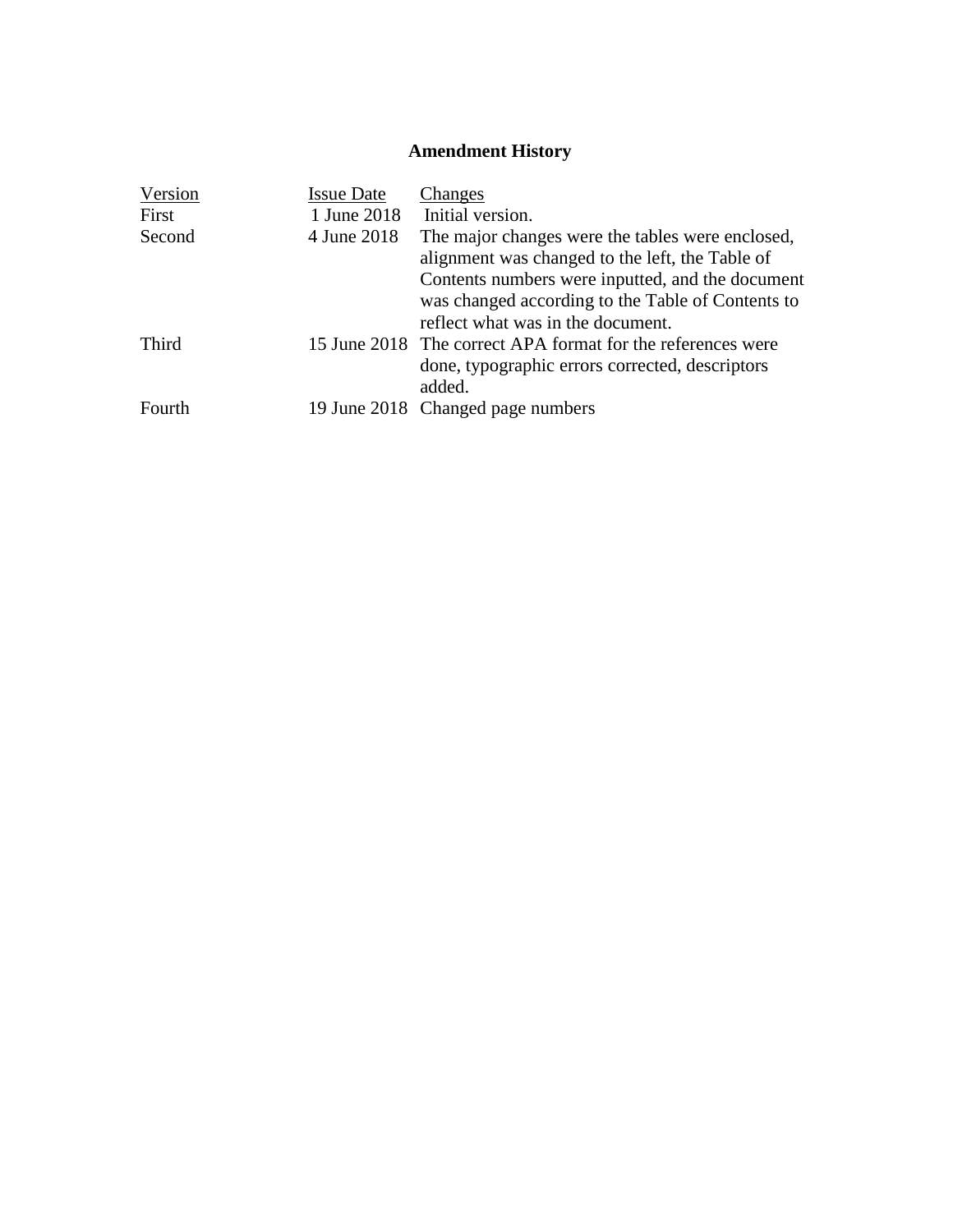## Amendment History

| Version | Issue Date | Changes |
|---|---|---|
| First | 1 June 2018 | Initial version. |
| Second | 4 June 2018 | The major changes were the tables were enclosed, alignment was changed to the left, the Table of Contents numbers were inputted, and the document was changed according to the Table of Contents to reflect what was in the document. |
| Third | 15 June 2018 | The correct APA format for the references were done, typographic errors corrected, descriptors added. |
| Fourth | 19 June 2018 | Changed page numbers |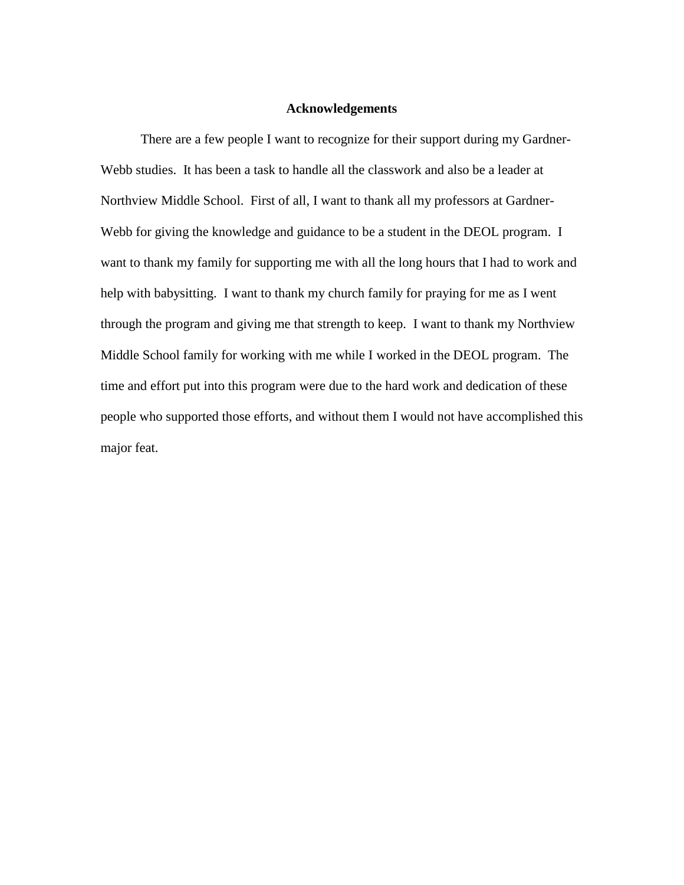# Acknowledgements

There are a few people I want to recognize for their support during my Gardner-Webb studies. It has been a task to handle all the classwork and also be a leader at Northview Middle School. First of all, I want to thank all my professors at Gardner-Webb for giving the knowledge and guidance to be a student in the DEOL program. I want to thank my family for supporting me with all the long hours that I had to work and help with babysitting. I want to thank my church family for praying for me as I went through the program and giving me that strength to keep. I want to thank my Northview Middle School family for working with me while I worked in the DEOL program. The time and effort put into this program were due to the hard work and dedication of these people who supported those efforts, and without them I would not have accomplished this major feat.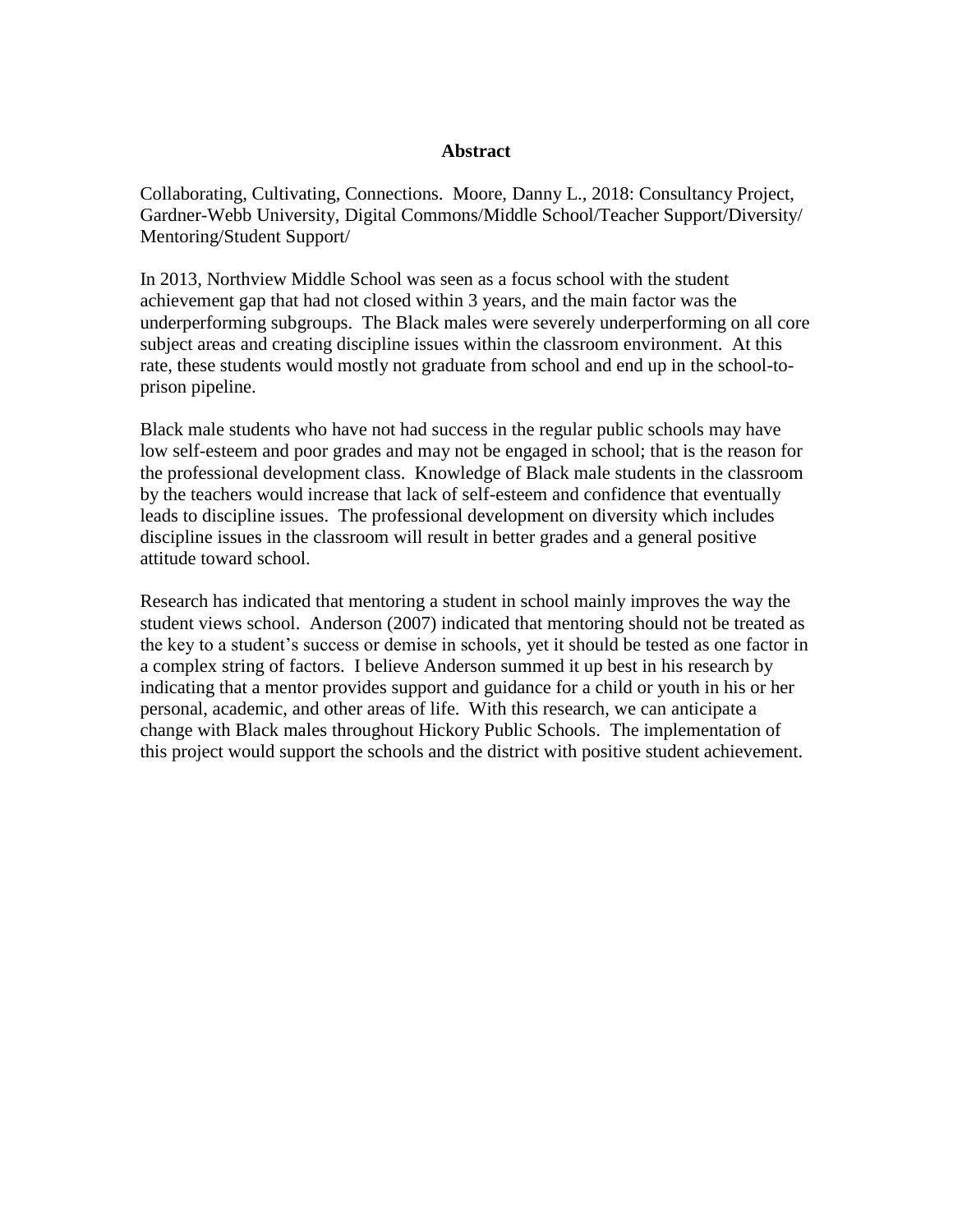**Abstract**

Collaborating, Cultivating, Connections. Moore, Danny L., 2018: Consultancy Project, Gardner-Webb University, Digital Commons/Middle School/Teacher Support/Diversity/Mentoring/Student Support/

In 2013, Northview Middle School was seen as a focus school with the student achievement gap that had not closed within 3 years, and the main factor was the underperforming subgroups. The Black males were severely underperforming on all core subject areas and creating discipline issues within the classroom environment. At this rate, these students would mostly not graduate from school and end up in the school-to-prison pipeline.

Black male students who have not had success in the regular public schools may have low self-esteem and poor grades and may not be engaged in school; that is the reason for the professional development class. Knowledge of Black male students in the classroom by the teachers would increase that lack of self-esteem and confidence that eventually leads to discipline issues. The professional development on diversity which includes discipline issues in the classroom will result in better grades and a general positive attitude toward school.

Research has indicated that mentoring a student in school mainly improves the way the student views school. Anderson (2007) indicated that mentoring should not be treated as the key to a student's success or demise in schools, yet it should be tested as one factor in a complex string of factors. I believe Anderson summed it up best in his research by indicating that a mentor provides support and guidance for a child or youth in his or her personal, academic, and other areas of life. With this research, we can anticipate a change with Black males throughout Hickory Public Schools. The implementation of this project would support the schools and the district with positive student achievement.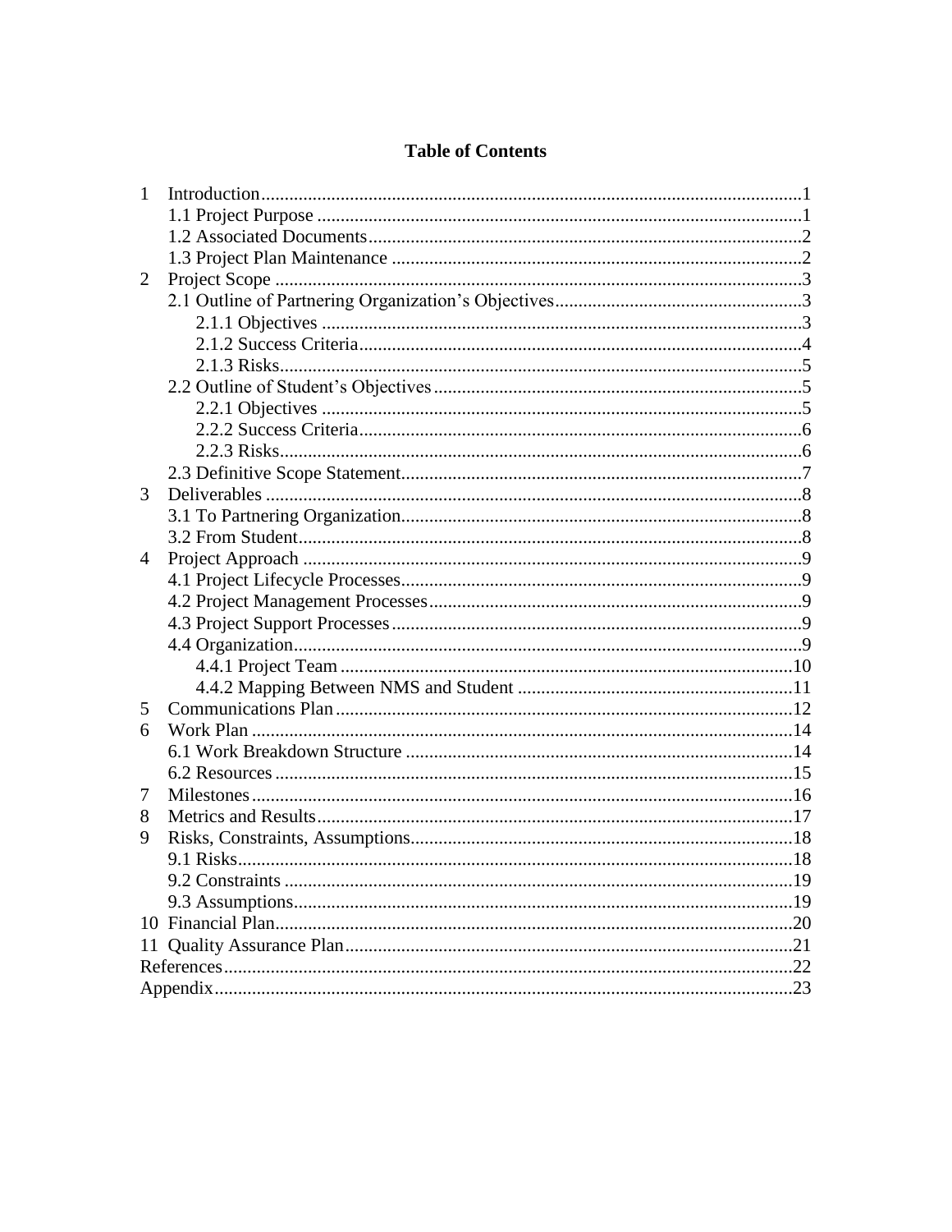# Table of Contents

1 Introduction .......... 1
  1.1 Project Purpose .......... 1
  1.2 Associated Documents .......... 2
  1.3 Project Plan Maintenance .......... 2
2 Project Scope .......... 3
  2.1 Outline of Partnering Organization's Objectives .......... 3
    2.1.1 Objectives .......... 3
    2.1.2 Success Criteria .......... 4
    2.1.3 Risks .......... 5
  2.2 Outline of Student's Objectives .......... 5
    2.2.1 Objectives .......... 5
    2.2.2 Success Criteria .......... 6
    2.2.3 Risks .......... 6
  2.3 Definitive Scope Statement .......... 7
3 Deliverables .......... 8
  3.1 To Partnering Organization .......... 8
  3.2 From Student .......... 8
4 Project Approach .......... 9
  4.1 Project Lifecycle Processes .......... 9
  4.2 Project Management Processes .......... 9
  4.3 Project Support Processes .......... 9
  4.4 Organization .......... 9
    4.4.1 Project Team .......... 10
    4.4.2 Mapping Between NMS and Student .......... 11
5 Communications Plan .......... 12
6 Work Plan .......... 14
  6.1 Work Breakdown Structure .......... 14
  6.2 Resources .......... 15
7 Milestones .......... 16
8 Metrics and Results .......... 17
9 Risks, Constraints, Assumptions .......... 18
  9.1 Risks .......... 18
  9.2 Constraints .......... 19
  9.3 Assumptions .......... 19
10 Financial Plan .......... 20
11 Quality Assurance Plan .......... 21
References .......... 22
Appendix .......... 23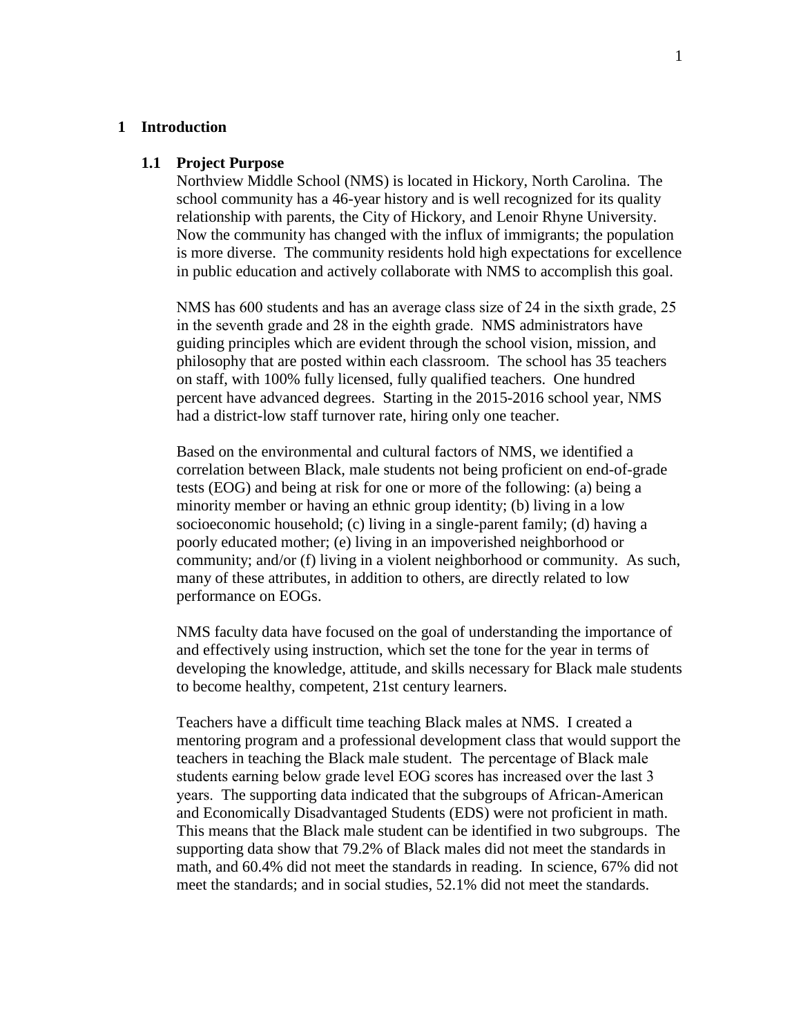# 1 Introduction

## 1.1 Project Purpose

Northview Middle School (NMS) is located in Hickory, North Carolina. The school community has a 46-year history and is well recognized for its quality relationship with parents, the City of Hickory, and Lenoir Rhyne University. Now the community has changed with the influx of immigrants; the population is more diverse. The community residents hold high expectations for excellence in public education and actively collaborate with NMS to accomplish this goal.

NMS has 600 students and has an average class size of 24 in the sixth grade, 25 in the seventh grade and 28 in the eighth grade. NMS administrators have guiding principles which are evident through the school vision, mission, and philosophy that are posted within each classroom. The school has 35 teachers on staff, with 100% fully licensed, fully qualified teachers. One hundred percent have advanced degrees. Starting in the 2015-2016 school year, NMS had a district-low staff turnover rate, hiring only one teacher.

Based on the environmental and cultural factors of NMS, we identified a correlation between Black, male students not being proficient on end-of-grade tests (EOG) and being at risk for one or more of the following: (a) being a minority member or having an ethnic group identity; (b) living in a low socioeconomic household; (c) living in a single-parent family; (d) having a poorly educated mother; (e) living in an impoverished neighborhood or community; and/or (f) living in a violent neighborhood or community. As such, many of these attributes, in addition to others, are directly related to low performance on EOGs.

NMS faculty data have focused on the goal of understanding the importance of and effectively using instruction, which set the tone for the year in terms of developing the knowledge, attitude, and skills necessary for Black male students to become healthy, competent, 21st century learners.

Teachers have a difficult time teaching Black males at NMS. I created a mentoring program and a professional development class that would support the teachers in teaching the Black male student. The percentage of Black male students earning below grade level EOG scores has increased over the last 3 years. The supporting data indicated that the subgroups of African-American and Economically Disadvantaged Students (EDS) were not proficient in math. This means that the Black male student can be identified in two subgroups. The supporting data show that 79.2% of Black males did not meet the standards in math, and 60.4% did not meet the standards in reading. In science, 67% did not meet the standards; and in social studies, 52.1% did not meet the standards.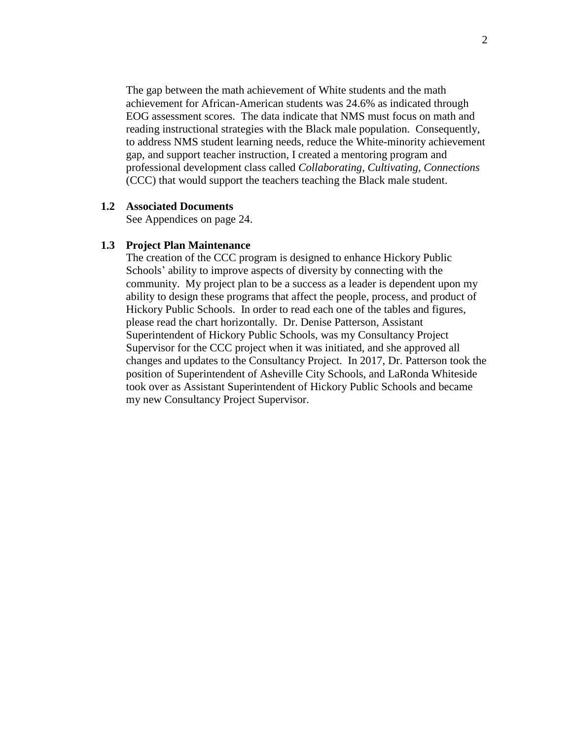The gap between the math achievement of White students and the math achievement for African-American students was 24.6% as indicated through EOG assessment scores. The data indicate that NMS must focus on math and reading instructional strategies with the Black male population. Consequently, to address NMS student learning needs, reduce the White-minority achievement gap, and support teacher instruction, I created a mentoring program and professional development class called *Collaborating, Cultivating, Connections* (CCC) that would support the teachers teaching the Black male student.

### 1.2 Associated Documents

See Appendices on page 24.

### 1.3 Project Plan Maintenance

The creation of the CCC program is designed to enhance Hickory Public Schools' ability to improve aspects of diversity by connecting with the community. My project plan to be a success as a leader is dependent upon my ability to design these programs that affect the people, process, and product of Hickory Public Schools. In order to read each one of the tables and figures, please read the chart horizontally. Dr. Denise Patterson, Assistant Superintendent of Hickory Public Schools, was my Consultancy Project Supervisor for the CCC project when it was initiated, and she approved all changes and updates to the Consultancy Project. In 2017, Dr. Patterson took the position of Superintendent of Asheville City Schools, and LaRonda Whiteside took over as Assistant Superintendent of Hickory Public Schools and became my new Consultancy Project Supervisor.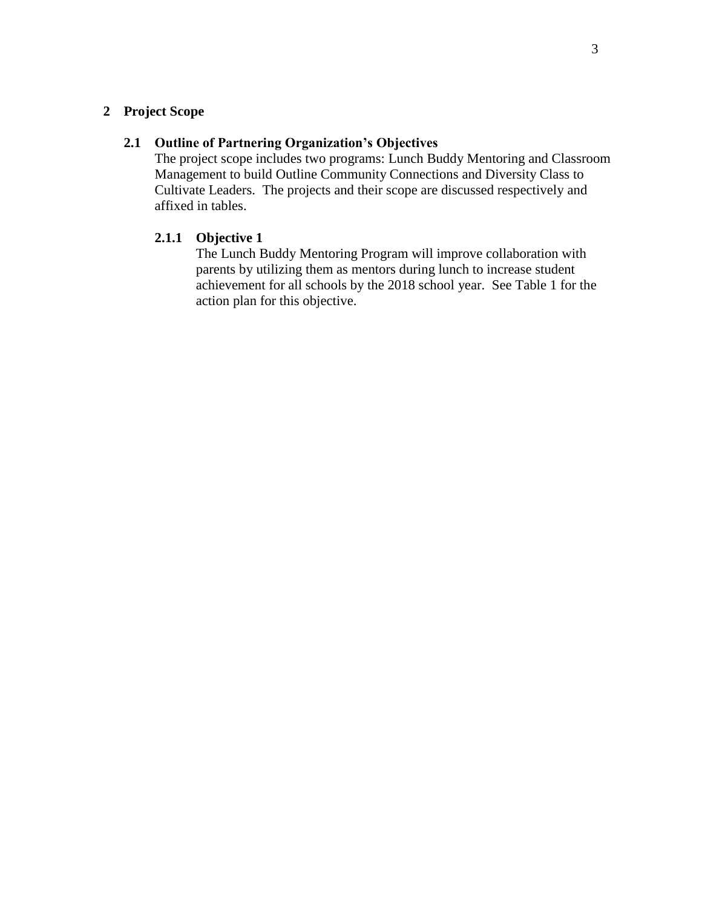# 2 Project Scope

## 2.1 Outline of Partnering Organization's Objectives

The project scope includes two programs: Lunch Buddy Mentoring and Classroom Management to build Outline Community Connections and Diversity Class to Cultivate Leaders. The projects and their scope are discussed respectively and affixed in tables.

### 2.1.1 Objective 1

The Lunch Buddy Mentoring Program will improve collaboration with parents by utilizing them as mentors during lunch to increase student achievement for all schools by the 2018 school year. See Table 1 for the action plan for this objective.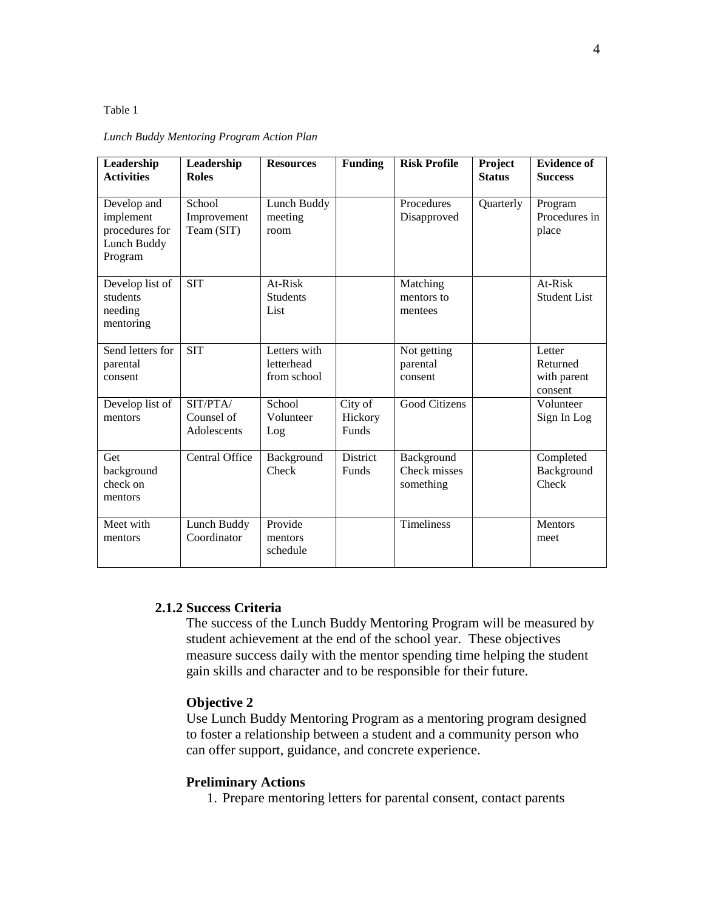Table 1

*Lunch Buddy Mentoring Program Action Plan*

| Leadership Activities | Leadership Roles | Resources | Funding | Risk Profile | Project Status | Evidence of Success |
|---|---|---|---|---|---|---|
| Develop and implement procedures for Lunch Buddy Program | School Improvement Team (SIT) | Lunch Buddy meeting room | | Procedures Disapproved | Quarterly | Program Procedures in place |
| Develop list of students needing mentoring | SIT | At-Risk Students List | | Matching mentors to mentees | | At-Risk Student List |
| Send letters for parental consent | SIT | Letters with letterhead from school | | Not getting parental consent | | Letter Returned with parent consent |
| Develop list of mentors | SIT/PTA/ Counsel of Adolescents | School Volunteer Log | City of Hickory Funds | Good Citizens | | Volunteer Sign In Log |
| Get background check on mentors | Central Office | Background Check | District Funds | Background Check misses something | | Completed Background Check |
| Meet with mentors | Lunch Buddy Coordinator | Provide mentors schedule | | Timeliness | | Mentors meet |

### 2.1.2 Success Criteria

The success of the Lunch Buddy Mentoring Program will be measured by student achievement at the end of the school year. These objectives measure success daily with the mentor spending time helping the student gain skills and character and to be responsible for their future.

**Objective 2**

Use Lunch Buddy Mentoring Program as a mentoring program designed to foster a relationship between a student and a community person who can offer support, guidance, and concrete experience.

**Preliminary Actions**

1. Prepare mentoring letters for parental consent, contact parents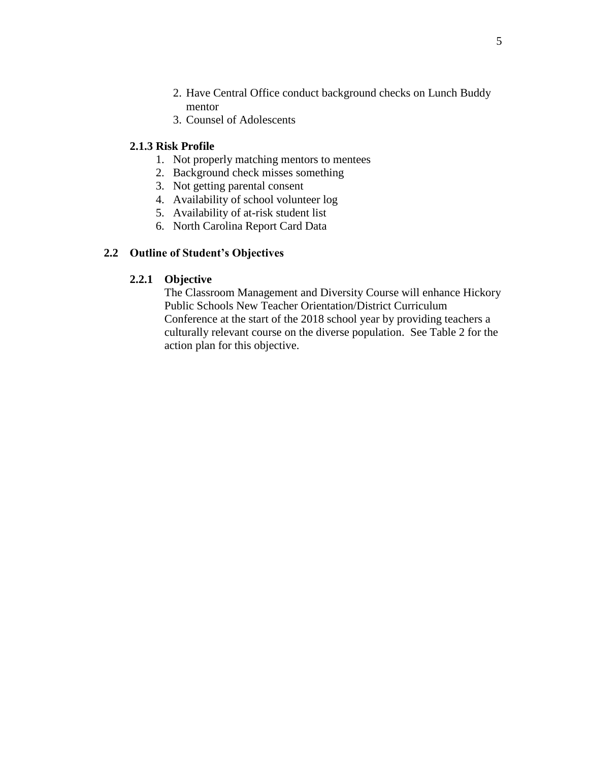2. Have Central Office conduct background checks on Lunch Buddy mentor
3. Counsel of Adolescents

### 2.1.3 Risk Profile

1. Not properly matching mentors to mentees
2. Background check misses something
3. Not getting parental consent
4. Availability of school volunteer log
5. Availability of at-risk student list
6. North Carolina Report Card Data

## 2.2 Outline of Student's Objectives

### 2.2.1 Objective

The Classroom Management and Diversity Course will enhance Hickory Public Schools New Teacher Orientation/District Curriculum Conference at the start of the 2018 school year by providing teachers a culturally relevant course on the diverse population. See Table 2 for the action plan for this objective.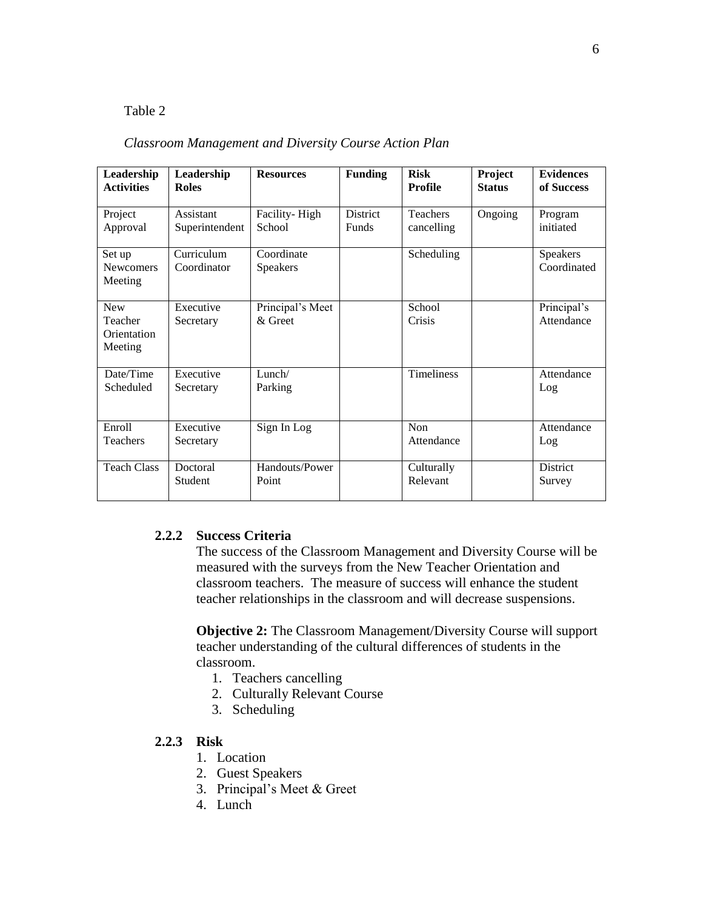Table 2

*Classroom Management and Diversity Course Action Plan*

| Leadership Activities | Leadership Roles | Resources | Funding | Risk Profile | Project Status | Evidences of Success |
|---|---|---|---|---|---|---|
| Project Approval | Assistant Superintendent | Facility- High School | District Funds | Teachers cancelling | Ongoing | Program initiated |
| Set up Newcomers Meeting | Curriculum Coordinator | Coordinate Speakers | | Scheduling | | Speakers Coordinated |
| New Teacher Orientation Meeting | Executive Secretary | Principal's Meet & Greet | | School Crisis | | Principal's Attendance |
| Date/Time Scheduled | Executive Secretary | Lunch/ Parking | | Timeliness | | Attendance Log |
| Enroll Teachers | Executive Secretary | Sign In Log | | Non Attendance | | Attendance Log |
| Teach Class | Doctoral Student | Handouts/Power Point | | Culturally Relevant | | District Survey |

### 2.2.2 Success Criteria

The success of the Classroom Management and Diversity Course will be measured with the surveys from the New Teacher Orientation and classroom teachers. The measure of success will enhance the student teacher relationships in the classroom and will decrease suspensions.

**Objective 2:** The Classroom Management/Diversity Course will support teacher understanding of the cultural differences of students in the classroom.

1. Teachers cancelling
2. Culturally Relevant Course
3. Scheduling

### 2.2.3 Risk

1. Location
2. Guest Speakers
3. Principal's Meet & Greet
4. Lunch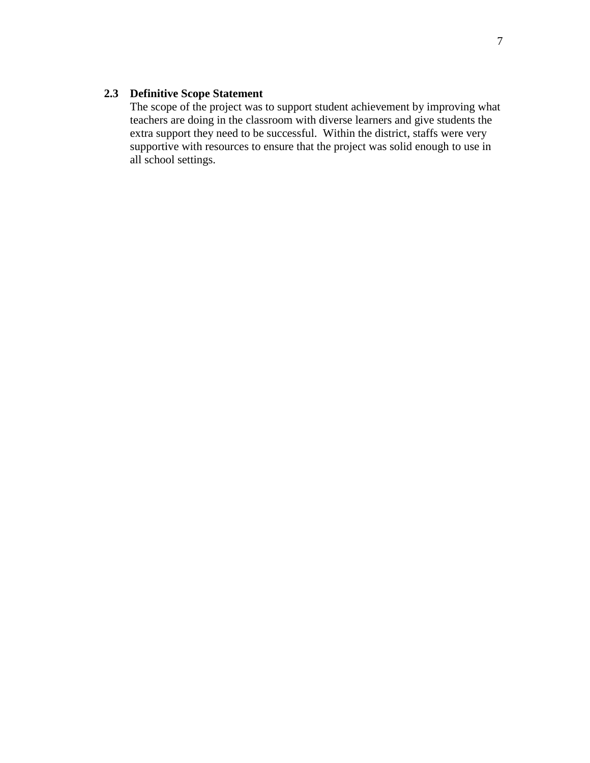## 2.3 Definitive Scope Statement

The scope of the project was to support student achievement by improving what teachers are doing in the classroom with diverse learners and give students the extra support they need to be successful. Within the district, staffs were very supportive with resources to ensure that the project was solid enough to use in all school settings.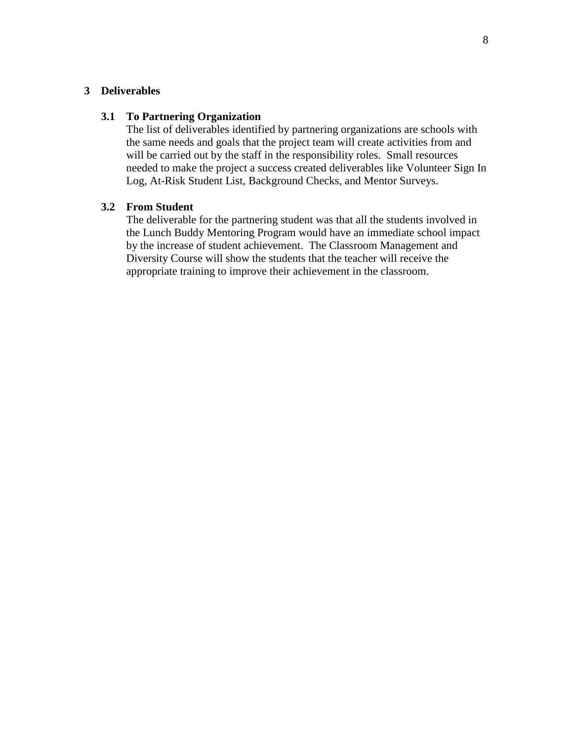# 3 Deliverables

## 3.1 To Partnering Organization

The list of deliverables identified by partnering organizations are schools with the same needs and goals that the project team will create activities from and will be carried out by the staff in the responsibility roles. Small resources needed to make the project a success created deliverables like Volunteer Sign In Log, At-Risk Student List, Background Checks, and Mentor Surveys.

## 3.2 From Student

The deliverable for the partnering student was that all the students involved in the Lunch Buddy Mentoring Program would have an immediate school impact by the increase of student achievement. The Classroom Management and Diversity Course will show the students that the teacher will receive the appropriate training to improve their achievement in the classroom.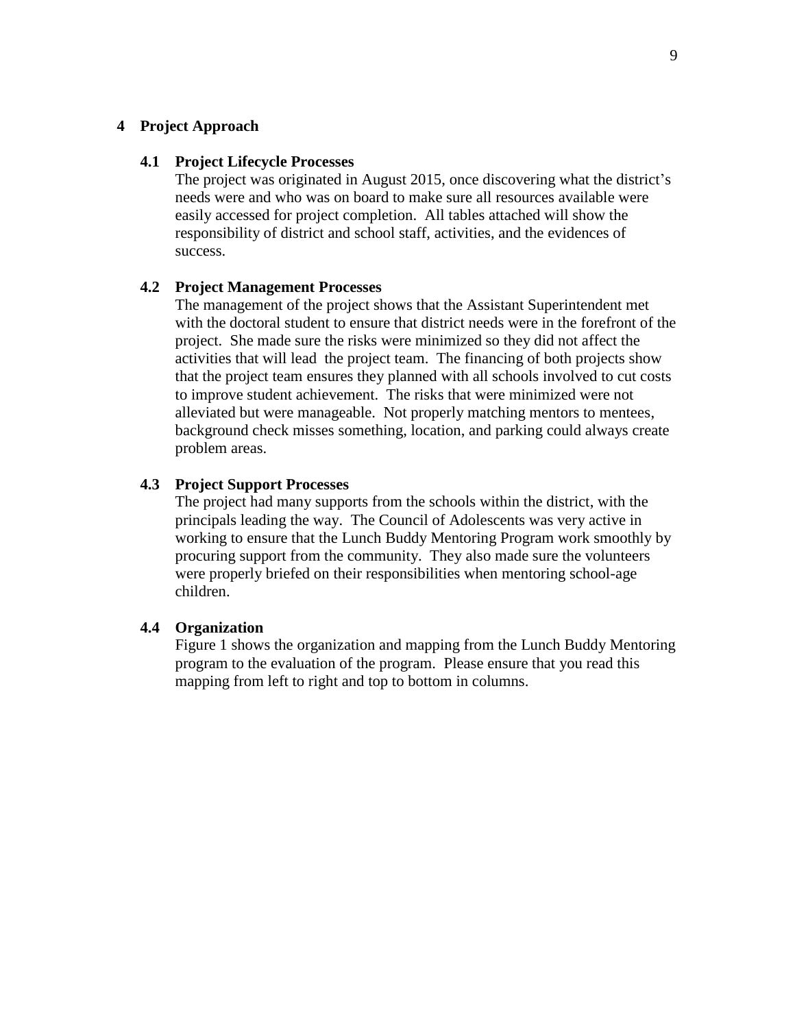# 4 Project Approach

## 4.1 Project Lifecycle Processes

The project was originated in August 2015, once discovering what the district's needs were and who was on board to make sure all resources available were easily accessed for project completion. All tables attached will show the responsibility of district and school staff, activities, and the evidences of success.

## 4.2 Project Management Processes

The management of the project shows that the Assistant Superintendent met with the doctoral student to ensure that district needs were in the forefront of the project. She made sure the risks were minimized so they did not affect the activities that will lead the project team. The financing of both projects show that the project team ensures they planned with all schools involved to cut costs to improve student achievement. The risks that were minimized were not alleviated but were manageable. Not properly matching mentors to mentees, background check misses something, location, and parking could always create problem areas.

## 4.3 Project Support Processes

The project had many supports from the schools within the district, with the principals leading the way. The Council of Adolescents was very active in working to ensure that the Lunch Buddy Mentoring Program work smoothly by procuring support from the community. They also made sure the volunteers were properly briefed on their responsibilities when mentoring school-age children.

## 4.4 Organization

Figure 1 shows the organization and mapping from the Lunch Buddy Mentoring program to the evaluation of the program. Please ensure that you read this mapping from left to right and top to bottom in columns.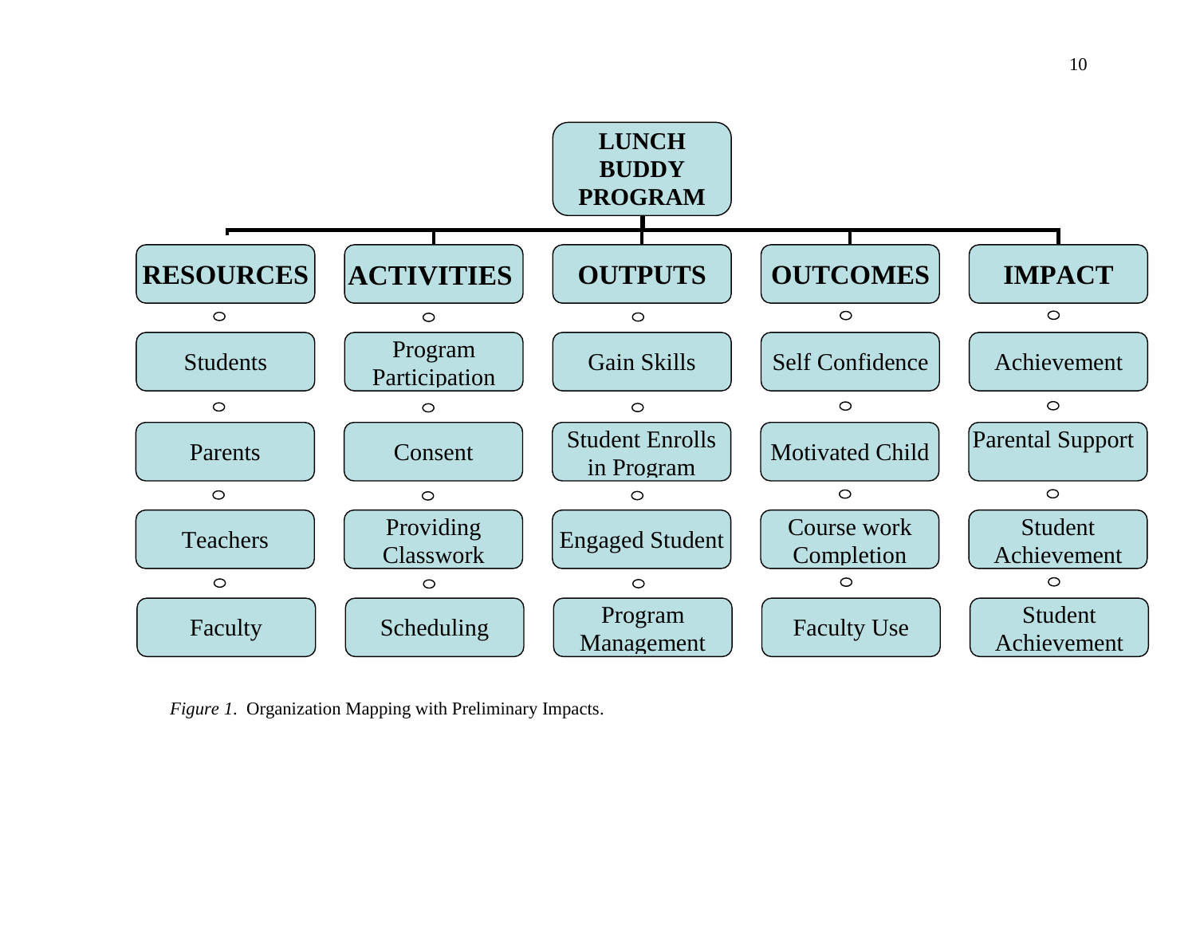**LUNCH BUDDY PROGRAM**

| RESOURCES | ACTIVITIES | OUTPUTS | OUTCOMES | IMPACT |
|---|---|---|---|---|
| Students | Program Participation | Gain Skills | Self Confidence | Achievement |
| Parents | Consent | Student Enrolls in Program | Motivated Child | Parental Support |
| Teachers | Providing Classwork | Engaged Student | Course work Completion | Student Achievement |
| Faculty | Scheduling | Program Management | Faculty Use | Student Achievement |

*Figure 1*. Organization Mapping with Preliminary Impacts.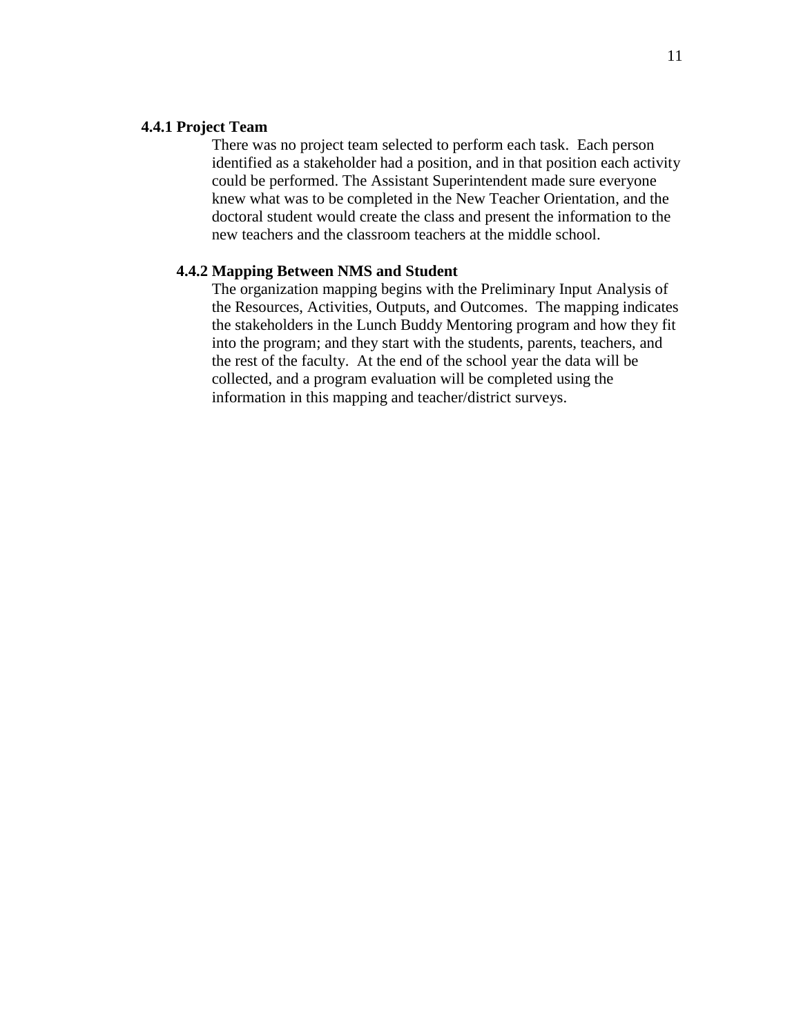#### 4.4.1 Project Team

There was no project team selected to perform each task. Each person identified as a stakeholder had a position, and in that position each activity could be performed. The Assistant Superintendent made sure everyone knew what was to be completed in the New Teacher Orientation, and the doctoral student would create the class and present the information to the new teachers and the classroom teachers at the middle school.

#### 4.4.2 Mapping Between NMS and Student

The organization mapping begins with the Preliminary Input Analysis of the Resources, Activities, Outputs, and Outcomes. The mapping indicates the stakeholders in the Lunch Buddy Mentoring program and how they fit into the program; and they start with the students, parents, teachers, and the rest of the faculty. At the end of the school year the data will be collected, and a program evaluation will be completed using the information in this mapping and teacher/district surveys.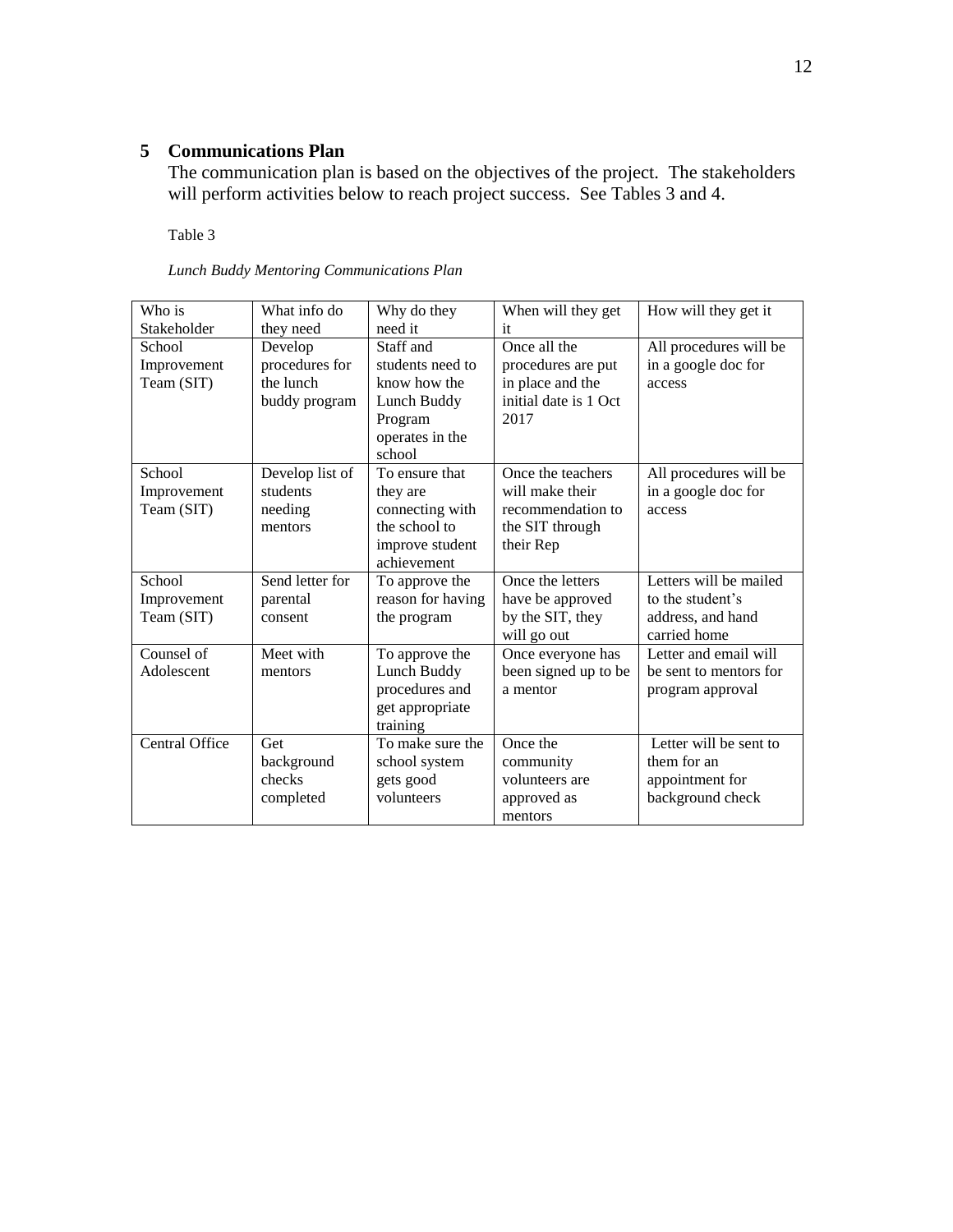## 5 Communications Plan

The communication plan is based on the objectives of the project. The stakeholders will perform activities below to reach project success. See Tables 3 and 4.

Table 3

*Lunch Buddy Mentoring Communications Plan*

| Who is Stakeholder | What info do they need | Why do they need it | When will they get it | How will they get it |
|---|---|---|---|---|
| School Improvement Team (SIT) | Develop procedures for the lunch buddy program | Staff and students need to know how the Lunch Buddy Program operates in the school | Once all the procedures are put in place and the initial date is 1 Oct 2017 | All procedures will be in a google doc for access |
| School Improvement Team (SIT) | Develop list of students needing mentors | To ensure that they are connecting with the school to improve student achievement | Once the teachers will make their recommendation to the SIT through their Rep | All procedures will be in a google doc for access |
| School Improvement Team (SIT) | Send letter for parental consent | To approve the reason for having the program | Once the letters have be approved by the SIT, they will go out | Letters will be mailed to the student's address, and hand carried home |
| Counsel of Adolescent | Meet with mentors | To approve the Lunch Buddy procedures and get appropriate training | Once everyone has been signed up to be a mentor | Letter and email will be sent to mentors for program approval |
| Central Office | Get background checks completed | To make sure the school system gets good volunteers | Once the community volunteers are approved as mentors | Letter will be sent to them for an appointment for background check |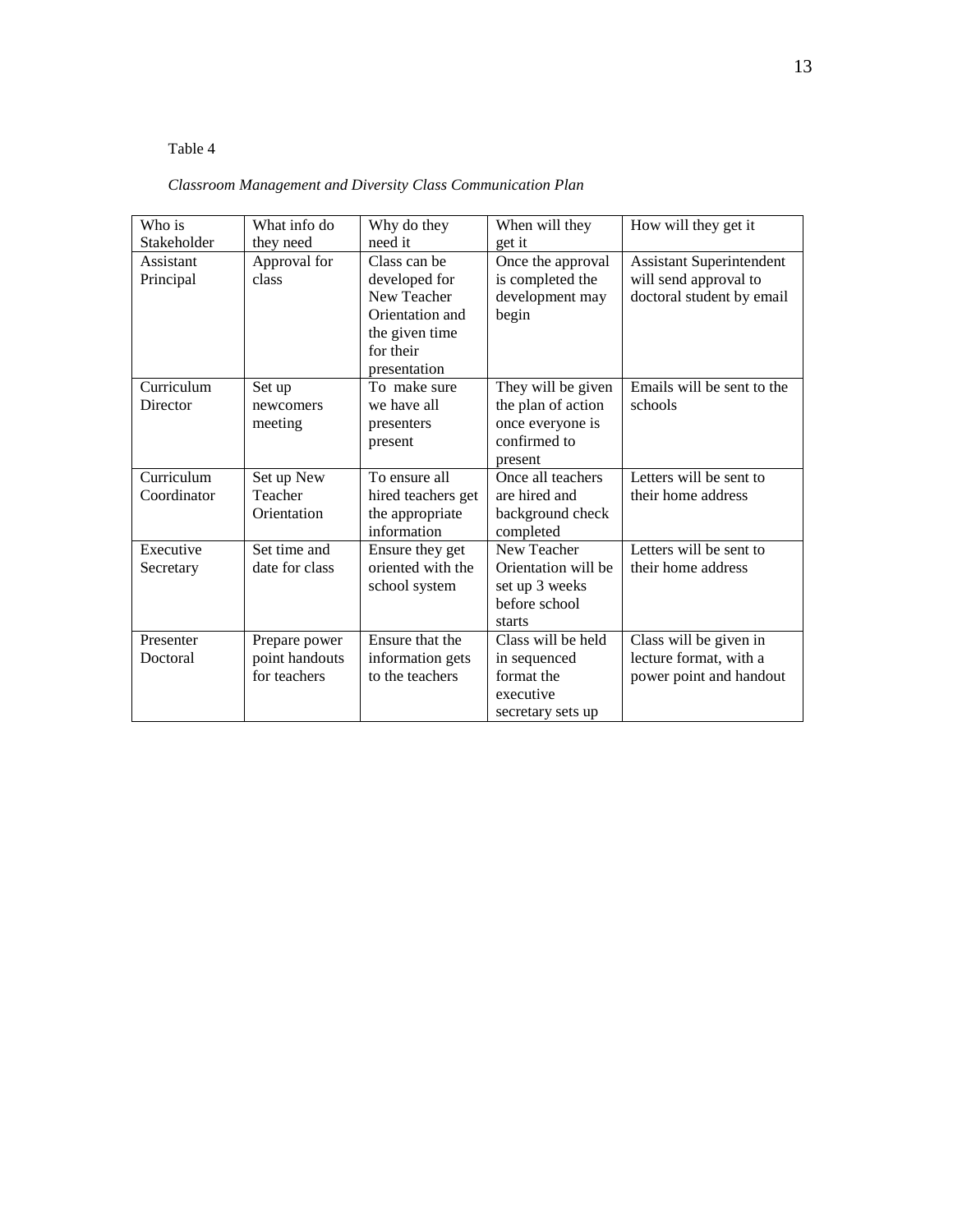Table 4

*Classroom Management and Diversity Class Communication Plan*

| Who is Stakeholder | What info do they need | Why do they need it | When will they get it | How will they get it |
|---|---|---|---|---|
| Assistant Principal | Approval for class | Class can be developed for New Teacher Orientation and the given time for their presentation | Once the approval is completed the development may begin | Assistant Superintendent will send approval to doctoral student by email |
| Curriculum Director | Set up newcomers meeting | To make sure we have all presenters present | They will be given the plan of action once everyone is confirmed to present | Emails will be sent to the schools |
| Curriculum Coordinator | Set up New Teacher Orientation | To ensure all hired teachers get the appropriate information | Once all teachers are hired and background check completed | Letters will be sent to their home address |
| Executive Secretary | Set time and date for class | Ensure they get oriented with the school system | New Teacher Orientation will be set up 3 weeks before school starts | Letters will be sent to their home address |
| Presenter Doctoral | Prepare power point handouts for teachers | Ensure that the information gets to the teachers | Class will be held in sequenced format the executive secretary sets up | Class will be given in lecture format, with a power point and handout |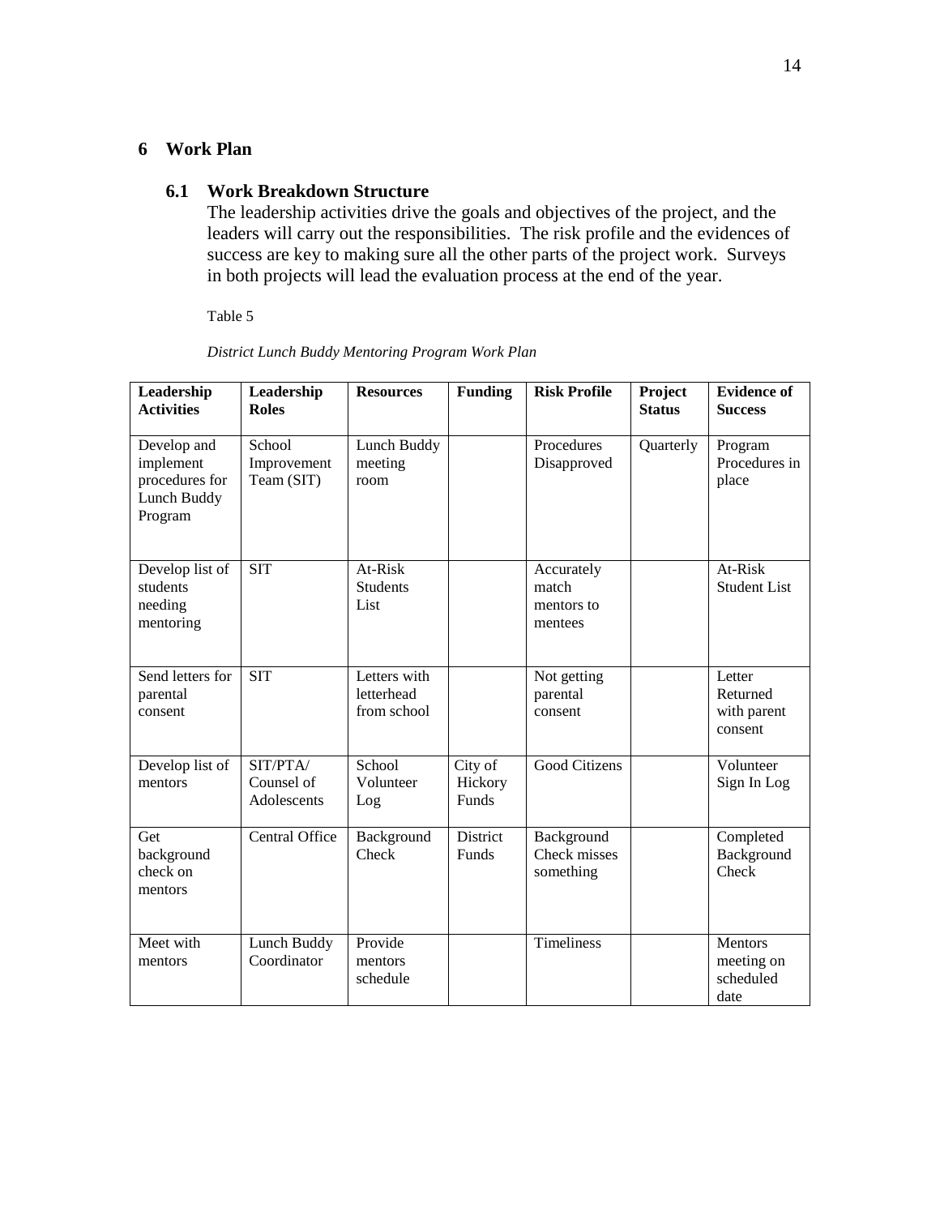## 6 Work Plan

### 6.1 Work Breakdown Structure

The leadership activities drive the goals and objectives of the project, and the leaders will carry out the responsibilities. The risk profile and the evidences of success are key to making sure all the other parts of the project work. Surveys in both projects will lead the evaluation process at the end of the year.

Table 5

*District Lunch Buddy Mentoring Program Work Plan*

| Leadership Activities | Leadership Roles | Resources | Funding | Risk Profile | Project Status | Evidence of Success |
|---|---|---|---|---|---|---|
| Develop and implement procedures for Lunch Buddy Program | School Improvement Team (SIT) | Lunch Buddy meeting room | | Procedures Disapproved | Quarterly | Program Procedures in place |
| Develop list of students needing mentoring | SIT | At-Risk Students List | | Accurately match mentors to mentees | | At-Risk Student List |
| Send letters for parental consent | SIT | Letters with letterhead from school | | Not getting parental consent | | Letter Returned with parent consent |
| Develop list of mentors | SIT/PTA/ Counsel of Adolescents | School Volunteer Log | City of Hickory Funds | Good Citizens | | Volunteer Sign In Log |
| Get background check on mentors | Central Office | Background Check | District Funds | Background Check misses something | | Completed Background Check |
| Meet with mentors | Lunch Buddy Coordinator | Provide mentors schedule | | Timeliness | | Mentors meeting on scheduled date |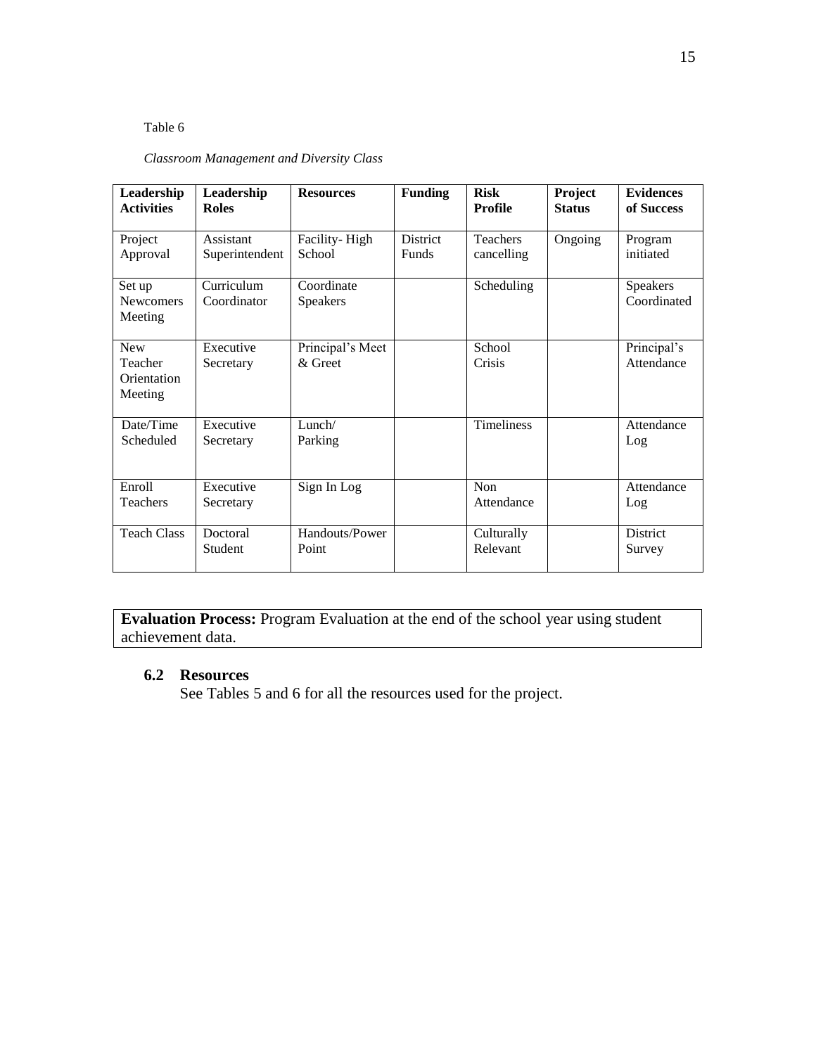Table 6

*Classroom Management and Diversity Class*

| Leadership Activities | Leadership Roles | Resources | Funding | Risk Profile | Project Status | Evidences of Success |
|---|---|---|---|---|---|---|
| Project Approval | Assistant Superintendent | Facility- High School | District Funds | Teachers cancelling | Ongoing | Program initiated |
| Set up Newcomers Meeting | Curriculum Coordinator | Coordinate Speakers | | Scheduling | | Speakers Coordinated |
| New Teacher Orientation Meeting | Executive Secretary | Principal's Meet & Greet | | School Crisis | | Principal's Attendance |
| Date/Time Scheduled | Executive Secretary | Lunch/ Parking | | Timeliness | | Attendance Log |
| Enroll Teachers | Executive Secretary | Sign In Log | | Non Attendance | | Attendance Log |
| Teach Class | Doctoral Student | Handouts/Power Point | | Culturally Relevant | | District Survey |

**Evaluation Process:** Program Evaluation at the end of the school year using student achievement data.

### 6.2 Resources

See Tables 5 and 6 for all the resources used for the project.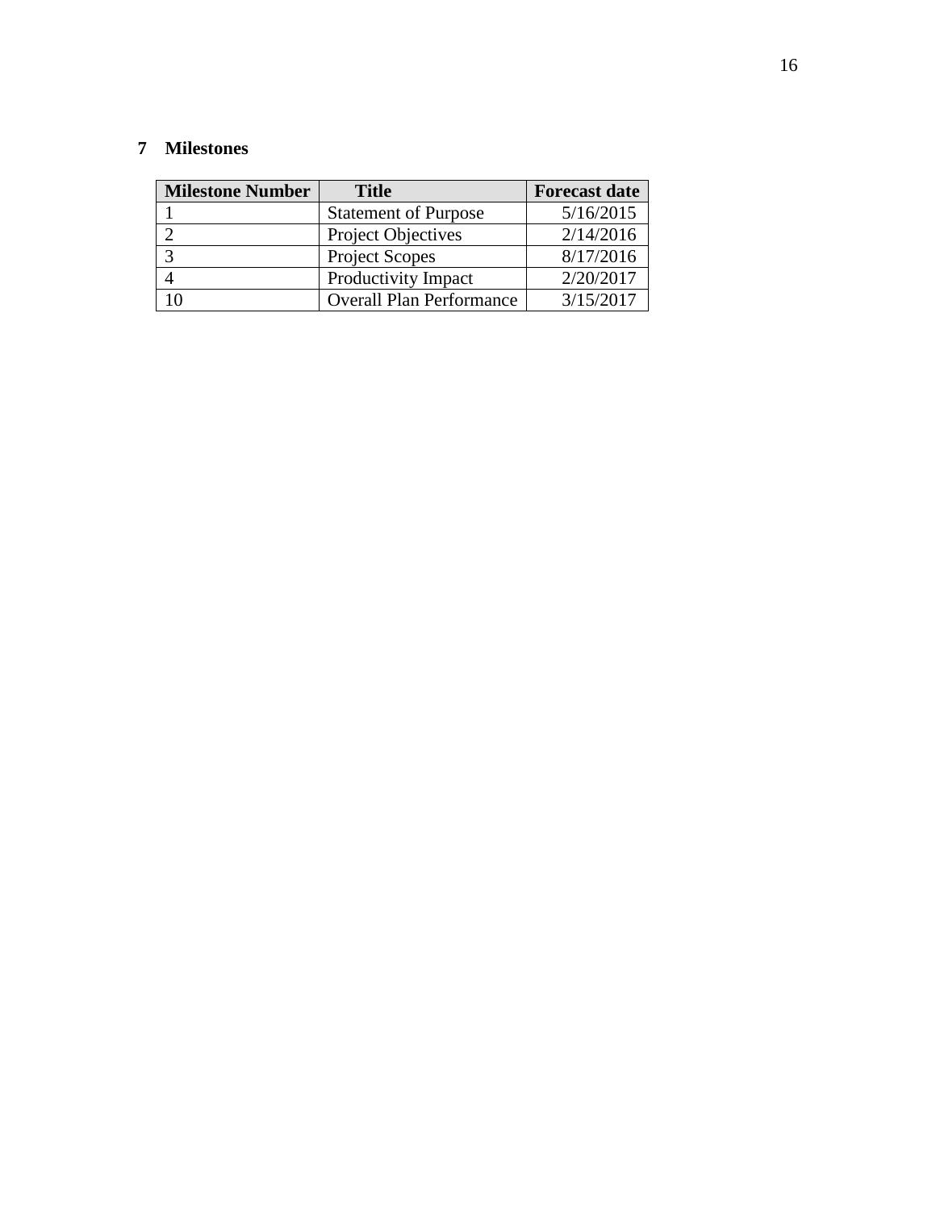# 7 Milestones

| Milestone Number | Title | Forecast date |
|---|---|---|
| 1 | Statement of Purpose | 5/16/2015 |
| 2 | Project Objectives | 2/14/2016 |
| 3 | Project Scopes | 8/17/2016 |
| 4 | Productivity Impact | 2/20/2017 |
| 10 | Overall Plan Performance | 3/15/2017 |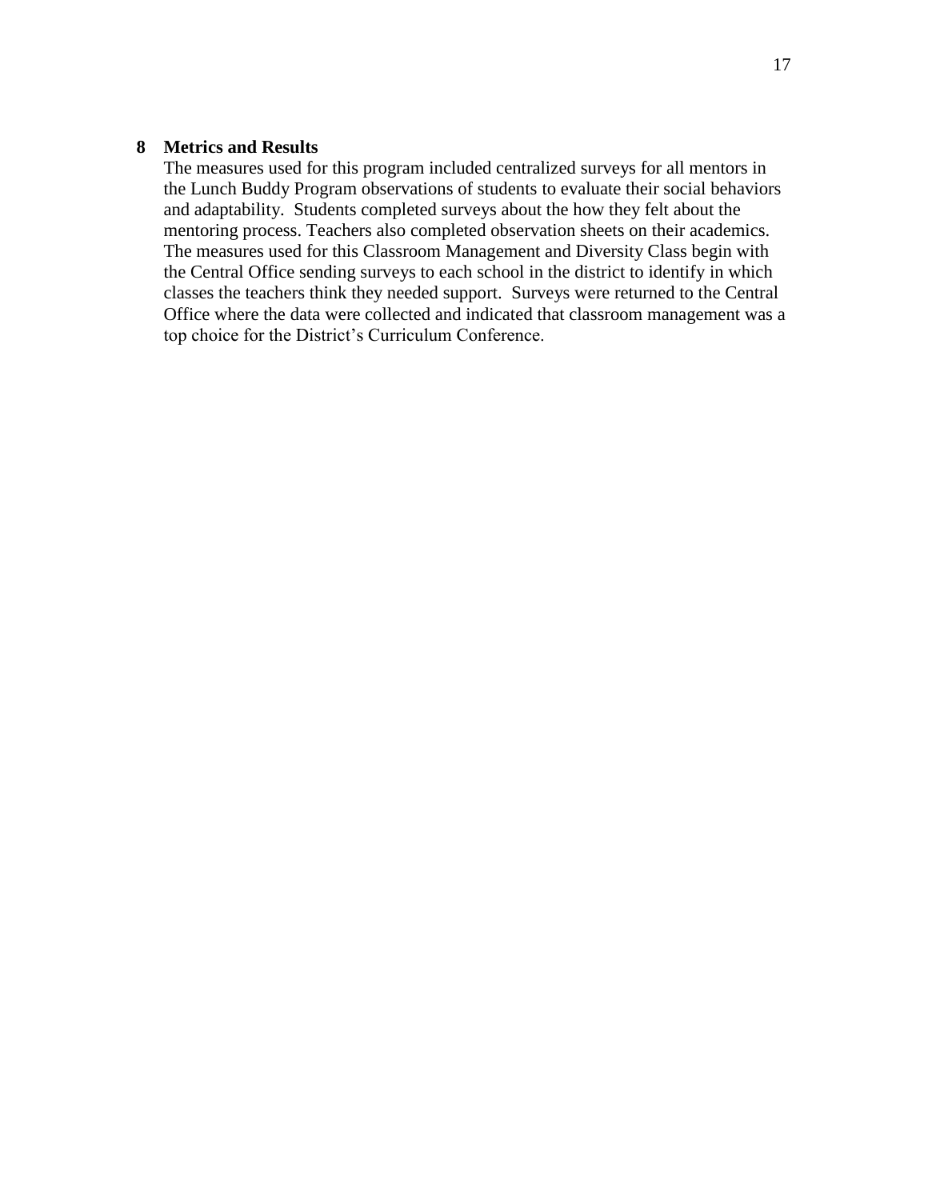## 8 Metrics and Results

The measures used for this program included centralized surveys for all mentors in the Lunch Buddy Program observations of students to evaluate their social behaviors and adaptability. Students completed surveys about the how they felt about the mentoring process. Teachers also completed observation sheets on their academics. The measures used for this Classroom Management and Diversity Class begin with the Central Office sending surveys to each school in the district to identify in which classes the teachers think they needed support. Surveys were returned to the Central Office where the data were collected and indicated that classroom management was a top choice for the District's Curriculum Conference.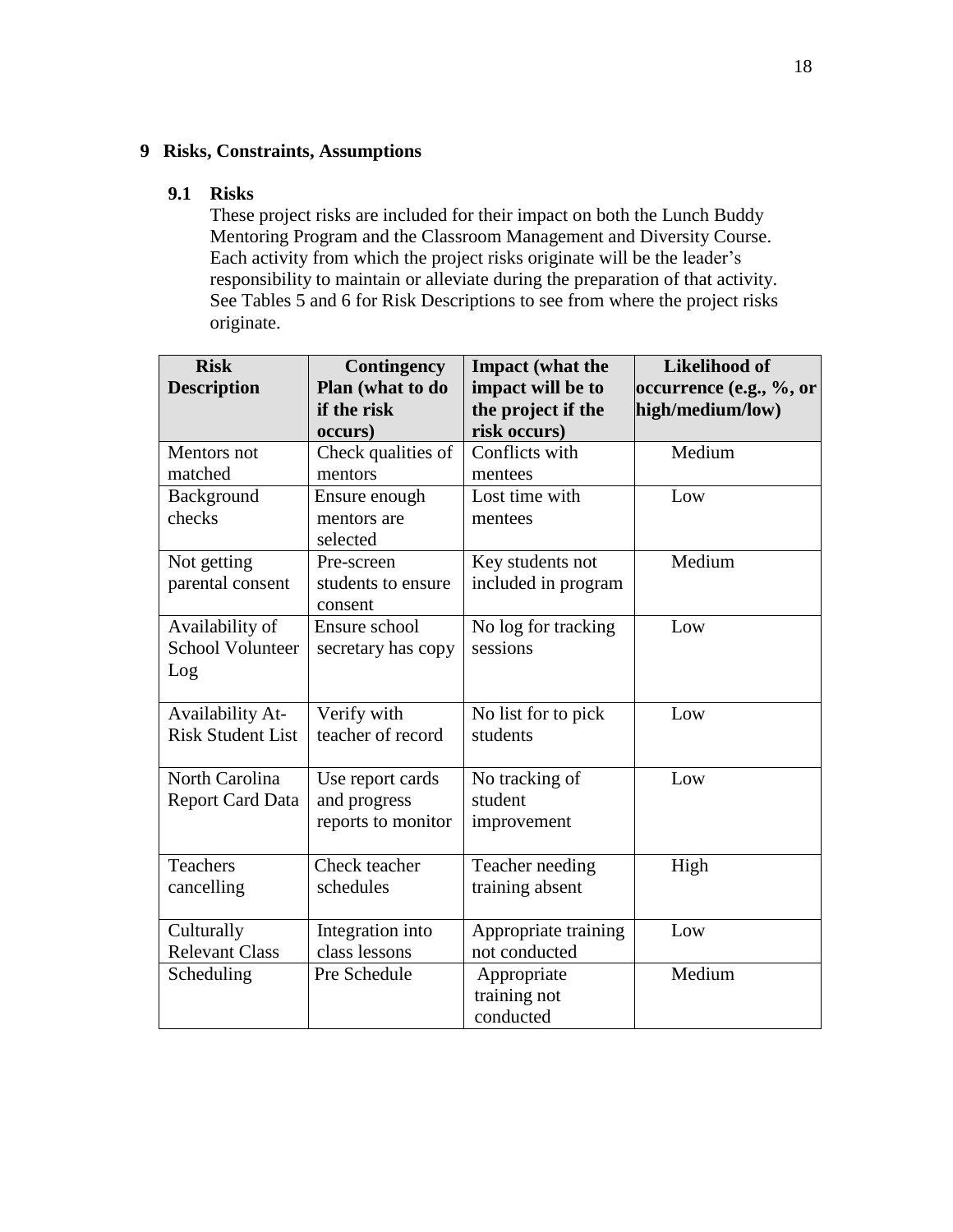# 9 Risks, Constraints, Assumptions

## 9.1 Risks

These project risks are included for their impact on both the Lunch Buddy Mentoring Program and the Classroom Management and Diversity Course. Each activity from which the project risks originate will be the leader's responsibility to maintain or alleviate during the preparation of that activity. See Tables 5 and 6 for Risk Descriptions to see from where the project risks originate.

| Risk Description | Contingency Plan (what to do if the risk occurs) | Impact (what the impact will be to the project if the risk occurs) | Likelihood of occurrence (e.g., %, or high/medium/low) |
|---|---|---|---|
| Mentors not matched | Check qualities of mentors | Conflicts with mentees | Medium |
| Background checks | Ensure enough mentors are selected | Lost time with mentees | Low |
| Not getting parental consent | Pre-screen students to ensure consent | Key students not included in program | Medium |
| Availability of School Volunteer Log | Ensure school secretary has copy | No log for tracking sessions | Low |
| Availability At-Risk Student List | Verify with teacher of record | No list for to pick students | Low |
| North Carolina Report Card Data | Use report cards and progress reports to monitor | No tracking of student improvement | Low |
| Teachers cancelling | Check teacher schedules | Teacher needing training absent | High |
| Culturally Relevant Class | Integration into class lessons | Appropriate training not conducted | Low |
| Scheduling | Pre Schedule | Appropriate training not conducted | Medium |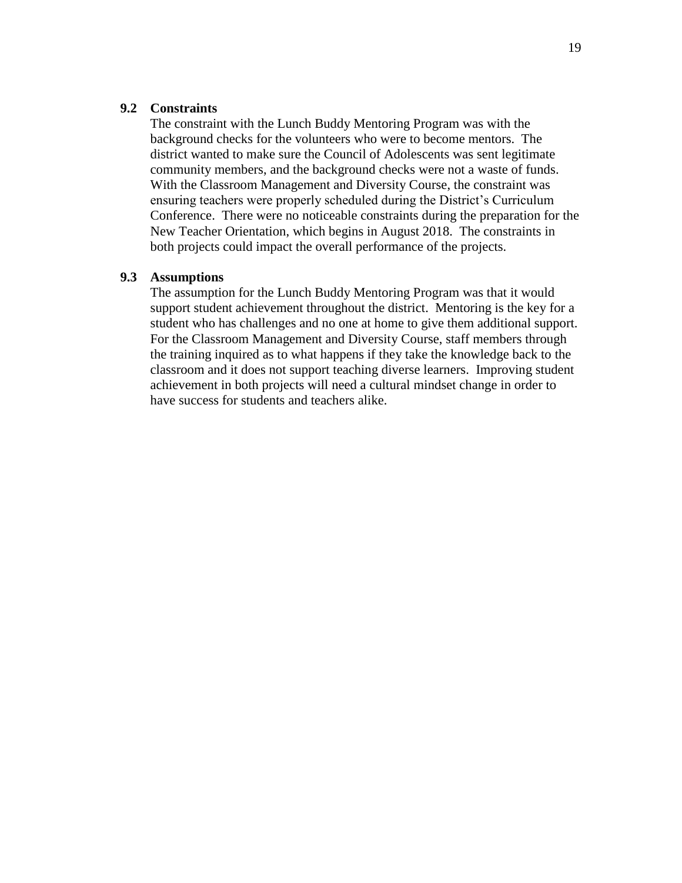### 9.2 Constraints

The constraint with the Lunch Buddy Mentoring Program was with the background checks for the volunteers who were to become mentors. The district wanted to make sure the Council of Adolescents was sent legitimate community members, and the background checks were not a waste of funds. With the Classroom Management and Diversity Course, the constraint was ensuring teachers were properly scheduled during the District's Curriculum Conference. There were no noticeable constraints during the preparation for the New Teacher Orientation, which begins in August 2018. The constraints in both projects could impact the overall performance of the projects.

### 9.3 Assumptions

The assumption for the Lunch Buddy Mentoring Program was that it would support student achievement throughout the district. Mentoring is the key for a student who has challenges and no one at home to give them additional support. For the Classroom Management and Diversity Course, staff members through the training inquired as to what happens if they take the knowledge back to the classroom and it does not support teaching diverse learners. Improving student achievement in both projects will need a cultural mindset change in order to have success for students and teachers alike.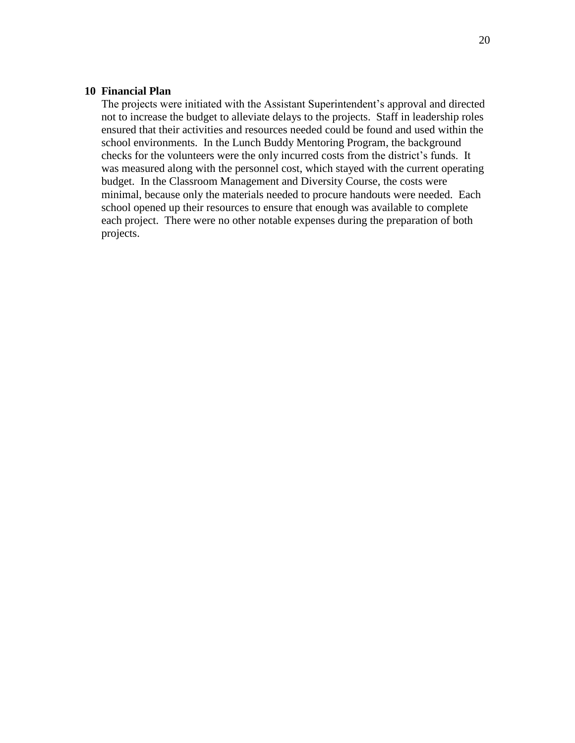## 10 Financial Plan

The projects were initiated with the Assistant Superintendent's approval and directed not to increase the budget to alleviate delays to the projects. Staff in leadership roles ensured that their activities and resources needed could be found and used within the school environments. In the Lunch Buddy Mentoring Program, the background checks for the volunteers were the only incurred costs from the district's funds. It was measured along with the personnel cost, which stayed with the current operating budget. In the Classroom Management and Diversity Course, the costs were minimal, because only the materials needed to procure handouts were needed. Each school opened up their resources to ensure that enough was available to complete each project. There were no other notable expenses during the preparation of both projects.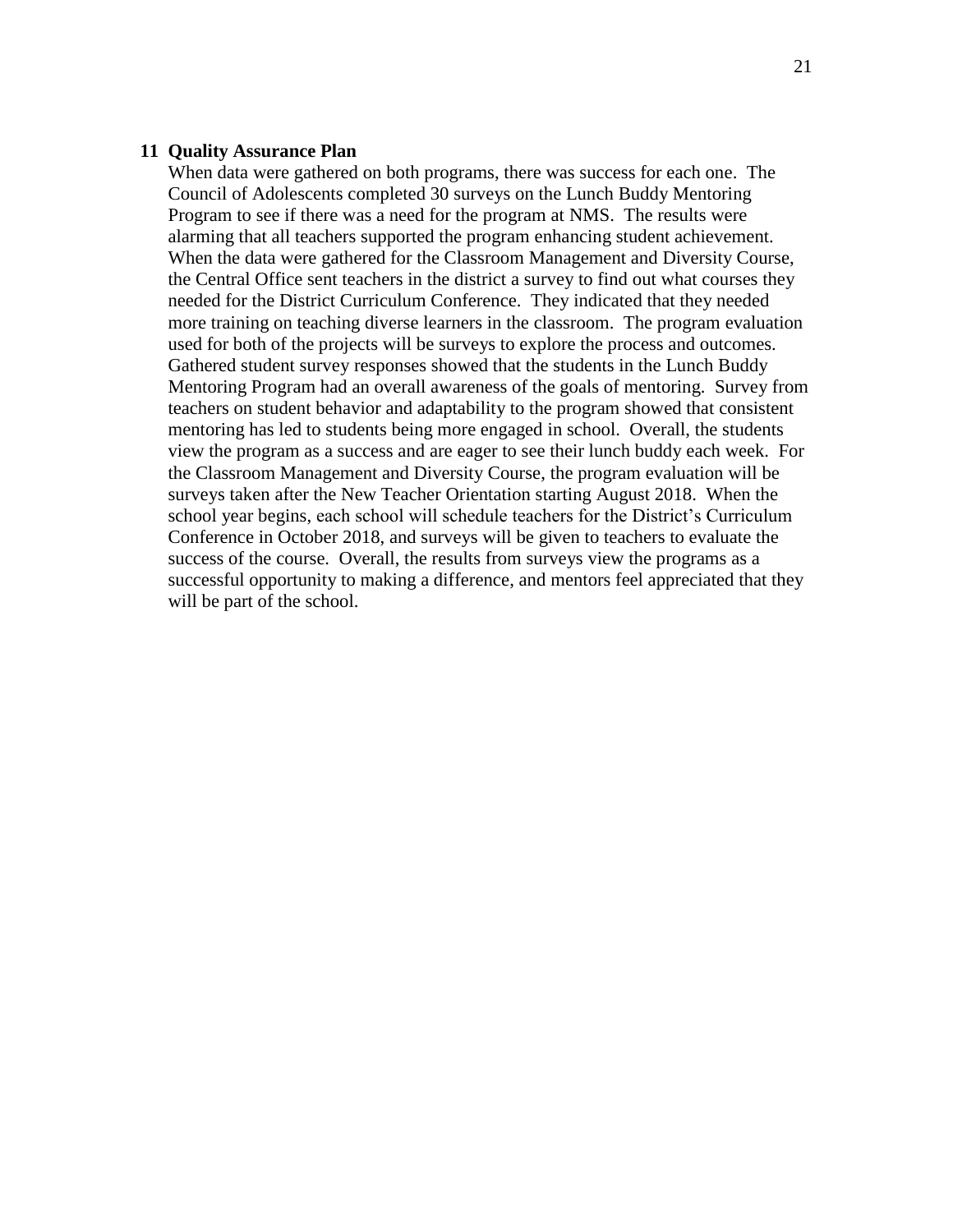## 11 Quality Assurance Plan

When data were gathered on both programs, there was success for each one. The Council of Adolescents completed 30 surveys on the Lunch Buddy Mentoring Program to see if there was a need for the program at NMS. The results were alarming that all teachers supported the program enhancing student achievement. When the data were gathered for the Classroom Management and Diversity Course, the Central Office sent teachers in the district a survey to find out what courses they needed for the District Curriculum Conference. They indicated that they needed more training on teaching diverse learners in the classroom. The program evaluation used for both of the projects will be surveys to explore the process and outcomes. Gathered student survey responses showed that the students in the Lunch Buddy Mentoring Program had an overall awareness of the goals of mentoring. Survey from teachers on student behavior and adaptability to the program showed that consistent mentoring has led to students being more engaged in school. Overall, the students view the program as a success and are eager to see their lunch buddy each week. For the Classroom Management and Diversity Course, the program evaluation will be surveys taken after the New Teacher Orientation starting August 2018. When the school year begins, each school will schedule teachers for the District's Curriculum Conference in October 2018, and surveys will be given to teachers to evaluate the success of the course. Overall, the results from surveys view the programs as a successful opportunity to making a difference, and mentors feel appreciated that they will be part of the school.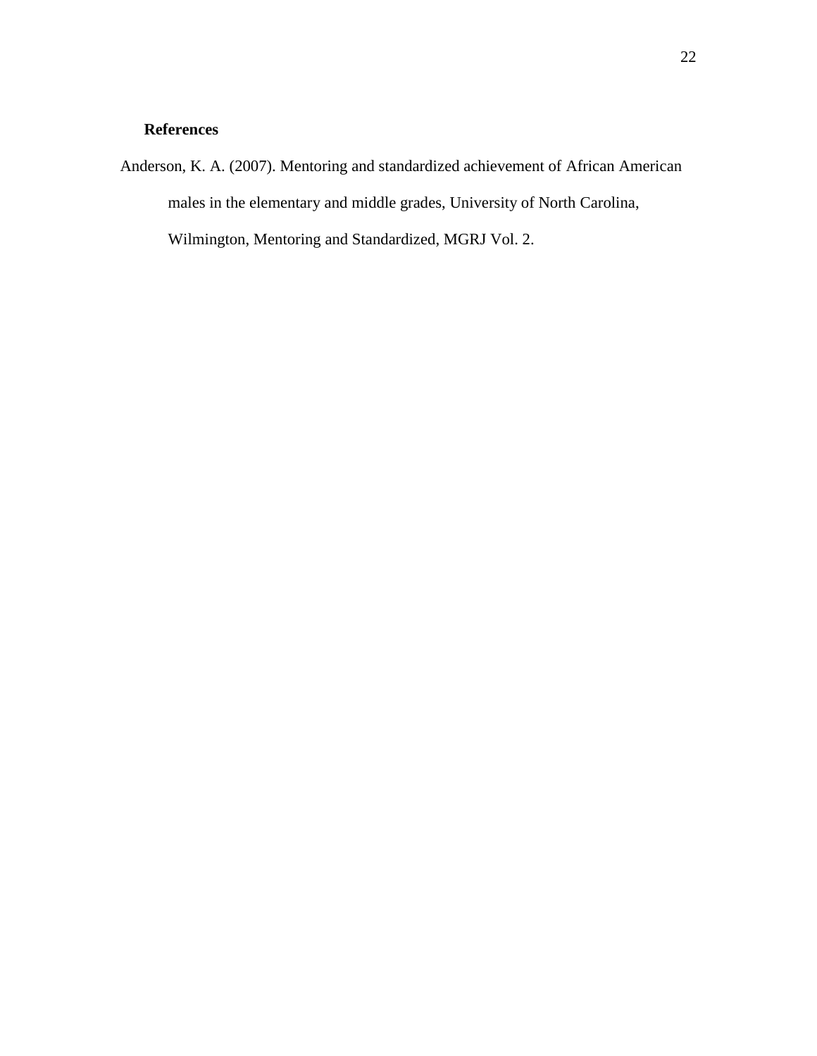## References

Anderson, K. A. (2007). Mentoring and standardized achievement of African American males in the elementary and middle grades, University of North Carolina, Wilmington, Mentoring and Standardized, MGRJ Vol. 2.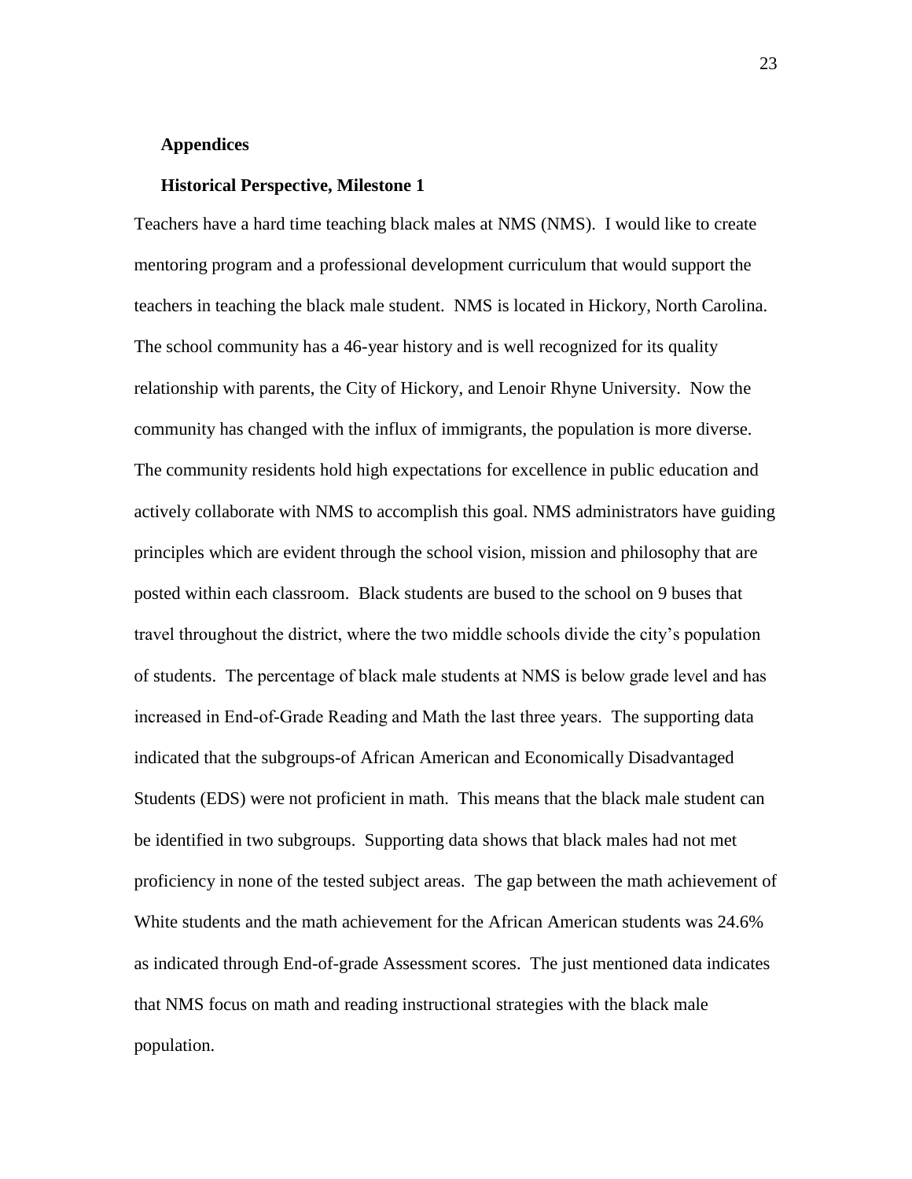## Appendices

### Historical Perspective, Milestone 1

Teachers have a hard time teaching black males at NMS (NMS). I would like to create mentoring program and a professional development curriculum that would support the teachers in teaching the black male student. NMS is located in Hickory, North Carolina. The school community has a 46-year history and is well recognized for its quality relationship with parents, the City of Hickory, and Lenoir Rhyne University. Now the community has changed with the influx of immigrants, the population is more diverse. The community residents hold high expectations for excellence in public education and actively collaborate with NMS to accomplish this goal. NMS administrators have guiding principles which are evident through the school vision, mission and philosophy that are posted within each classroom. Black students are bused to the school on 9 buses that travel throughout the district, where the two middle schools divide the city's population of students. The percentage of black male students at NMS is below grade level and has increased in End-of-Grade Reading and Math the last three years. The supporting data indicated that the subgroups-of African American and Economically Disadvantaged Students (EDS) were not proficient in math. This means that the black male student can be identified in two subgroups. Supporting data shows that black males had not met proficiency in none of the tested subject areas. The gap between the math achievement of White students and the math achievement for the African American students was 24.6% as indicated through End-of-grade Assessment scores. The just mentioned data indicates that NMS focus on math and reading instructional strategies with the black male population.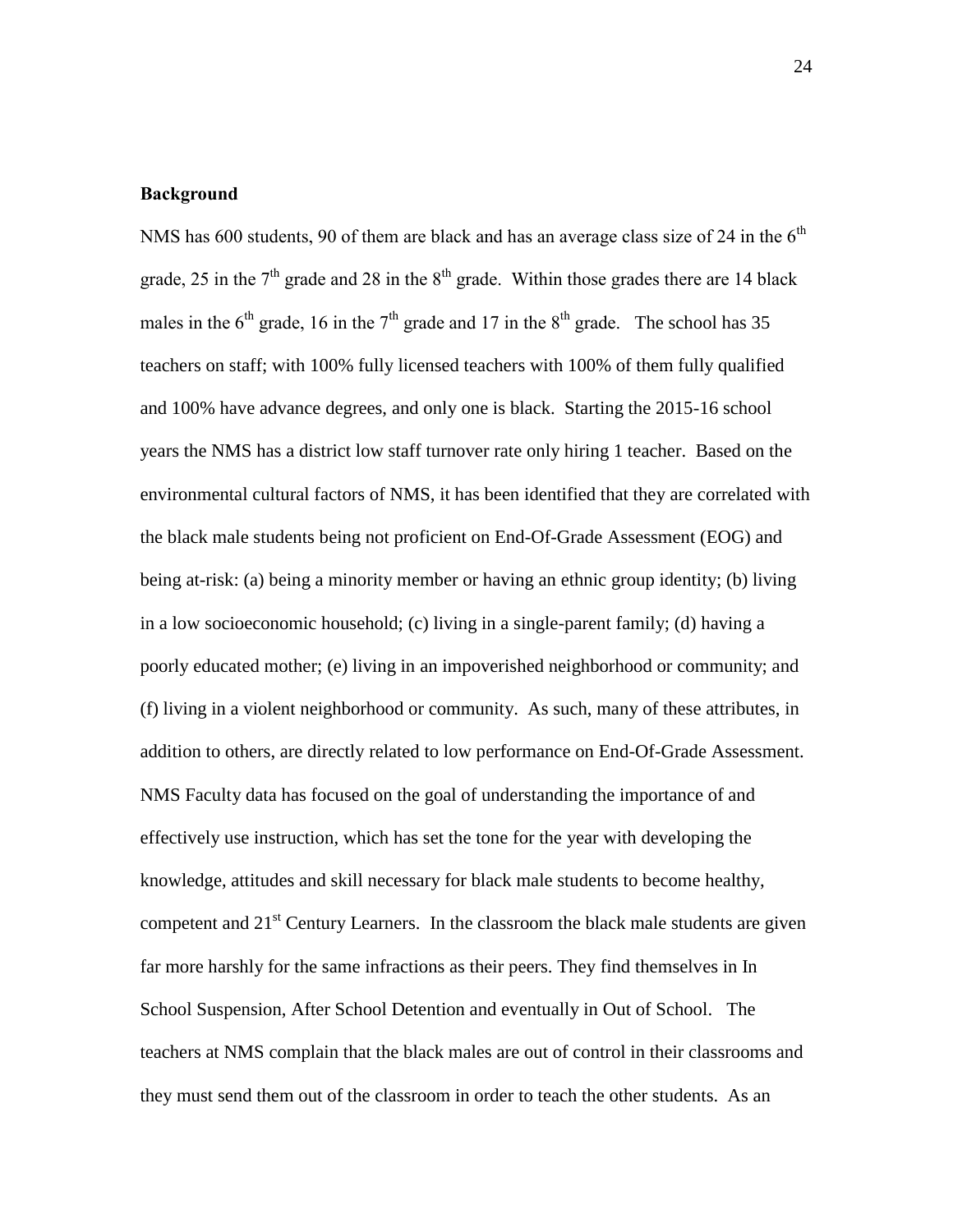**Background**

NMS has 600 students, 90 of them are black and has an average class size of 24 in the 6th grade, 25 in the 7th grade and 28 in the 8th grade. Within those grades there are 14 black males in the 6th grade, 16 in the 7th grade and 17 in the 8th grade. The school has 35 teachers on staff; with 100% fully licensed teachers with 100% of them fully qualified and 100% have advance degrees, and only one is black. Starting the 2015-16 school years the NMS has a district low staff turnover rate only hiring 1 teacher. Based on the environmental cultural factors of NMS, it has been identified that they are correlated with the black male students being not proficient on End-Of-Grade Assessment (EOG) and being at-risk: (a) being a minority member or having an ethnic group identity; (b) living in a low socioeconomic household; (c) living in a single-parent family; (d) having a poorly educated mother; (e) living in an impoverished neighborhood or community; and (f) living in a violent neighborhood or community. As such, many of these attributes, in addition to others, are directly related to low performance on End-Of-Grade Assessment. NMS Faculty data has focused on the goal of understanding the importance of and effectively use instruction, which has set the tone for the year with developing the knowledge, attitudes and skill necessary for black male students to become healthy, competent and 21st Century Learners. In the classroom the black male students are given far more harshly for the same infractions as their peers. They find themselves in In School Suspension, After School Detention and eventually in Out of School. The teachers at NMS complain that the black males are out of control in their classrooms and they must send them out of the classroom in order to teach the other students. As an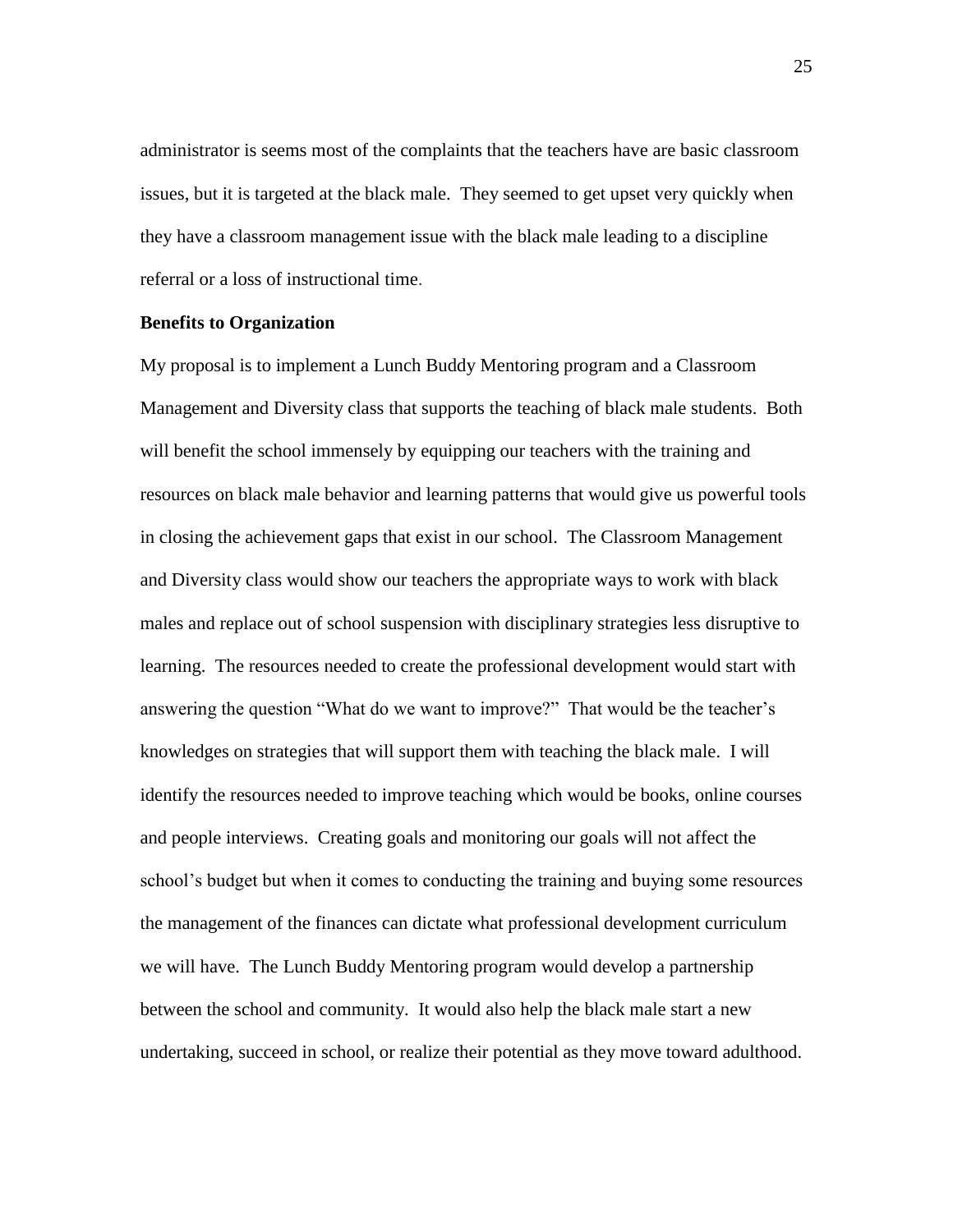administrator is seems most of the complaints that the teachers have are basic classroom issues, but it is targeted at the black male. They seemed to get upset very quickly when they have a classroom management issue with the black male leading to a discipline referral or a loss of instructional time.

**Benefits to Organization**

My proposal is to implement a Lunch Buddy Mentoring program and a Classroom Management and Diversity class that supports the teaching of black male students. Both will benefit the school immensely by equipping our teachers with the training and resources on black male behavior and learning patterns that would give us powerful tools in closing the achievement gaps that exist in our school. The Classroom Management and Diversity class would show our teachers the appropriate ways to work with black males and replace out of school suspension with disciplinary strategies less disruptive to learning. The resources needed to create the professional development would start with answering the question "What do we want to improve?" That would be the teacher's knowledges on strategies that will support them with teaching the black male. I will identify the resources needed to improve teaching which would be books, online courses and people interviews. Creating goals and monitoring our goals will not affect the school's budget but when it comes to conducting the training and buying some resources the management of the finances can dictate what professional development curriculum we will have. The Lunch Buddy Mentoring program would develop a partnership between the school and community. It would also help the black male start a new undertaking, succeed in school, or realize their potential as they move toward adulthood.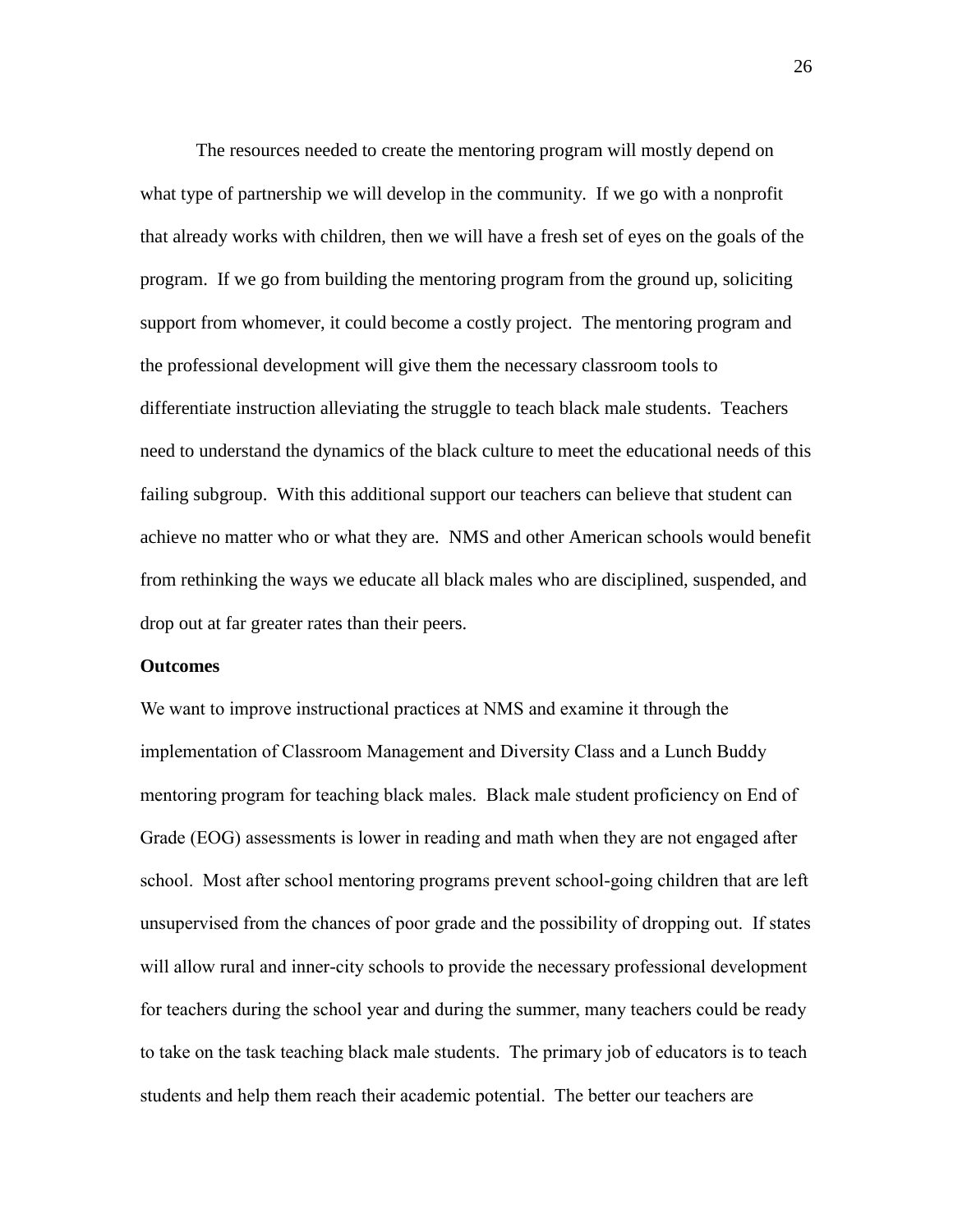The resources needed to create the mentoring program will mostly depend on what type of partnership we will develop in the community. If we go with a nonprofit that already works with children, then we will have a fresh set of eyes on the goals of the program. If we go from building the mentoring program from the ground up, soliciting support from whomever, it could become a costly project. The mentoring program and the professional development will give them the necessary classroom tools to differentiate instruction alleviating the struggle to teach black male students. Teachers need to understand the dynamics of the black culture to meet the educational needs of this failing subgroup. With this additional support our teachers can believe that student can achieve no matter who or what they are. NMS and other American schools would benefit from rethinking the ways we educate all black males who are disciplined, suspended, and drop out at far greater rates than their peers.

**Outcomes**

We want to improve instructional practices at NMS and examine it through the implementation of Classroom Management and Diversity Class and a Lunch Buddy mentoring program for teaching black males. Black male student proficiency on End of Grade (EOG) assessments is lower in reading and math when they are not engaged after school. Most after school mentoring programs prevent school-going children that are left unsupervised from the chances of poor grade and the possibility of dropping out. If states will allow rural and inner-city schools to provide the necessary professional development for teachers during the school year and during the summer, many teachers could be ready to take on the task teaching black male students. The primary job of educators is to teach students and help them reach their academic potential. The better our teachers are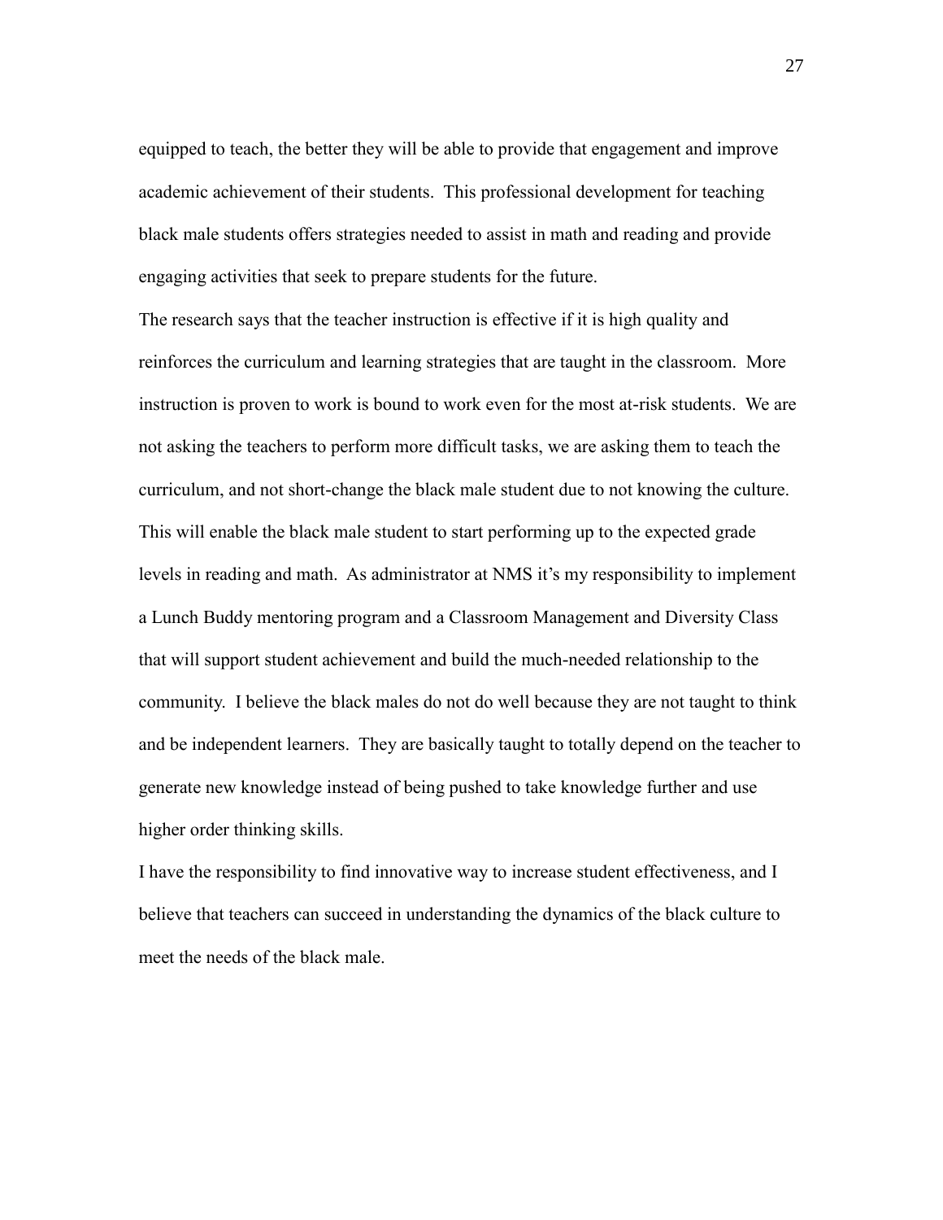equipped to teach, the better they will be able to provide that engagement and improve academic achievement of their students. This professional development for teaching black male students offers strategies needed to assist in math and reading and provide engaging activities that seek to prepare students for the future.

The research says that the teacher instruction is effective if it is high quality and reinforces the curriculum and learning strategies that are taught in the classroom. More instruction is proven to work is bound to work even for the most at-risk students. We are not asking the teachers to perform more difficult tasks, we are asking them to teach the curriculum, and not short-change the black male student due to not knowing the culture. This will enable the black male student to start performing up to the expected grade levels in reading and math. As administrator at NMS it's my responsibility to implement a Lunch Buddy mentoring program and a Classroom Management and Diversity Class that will support student achievement and build the much-needed relationship to the community. I believe the black males do not do well because they are not taught to think and be independent learners. They are basically taught to totally depend on the teacher to generate new knowledge instead of being pushed to take knowledge further and use higher order thinking skills.

I have the responsibility to find innovative way to increase student effectiveness, and I believe that teachers can succeed in understanding the dynamics of the black culture to meet the needs of the black male.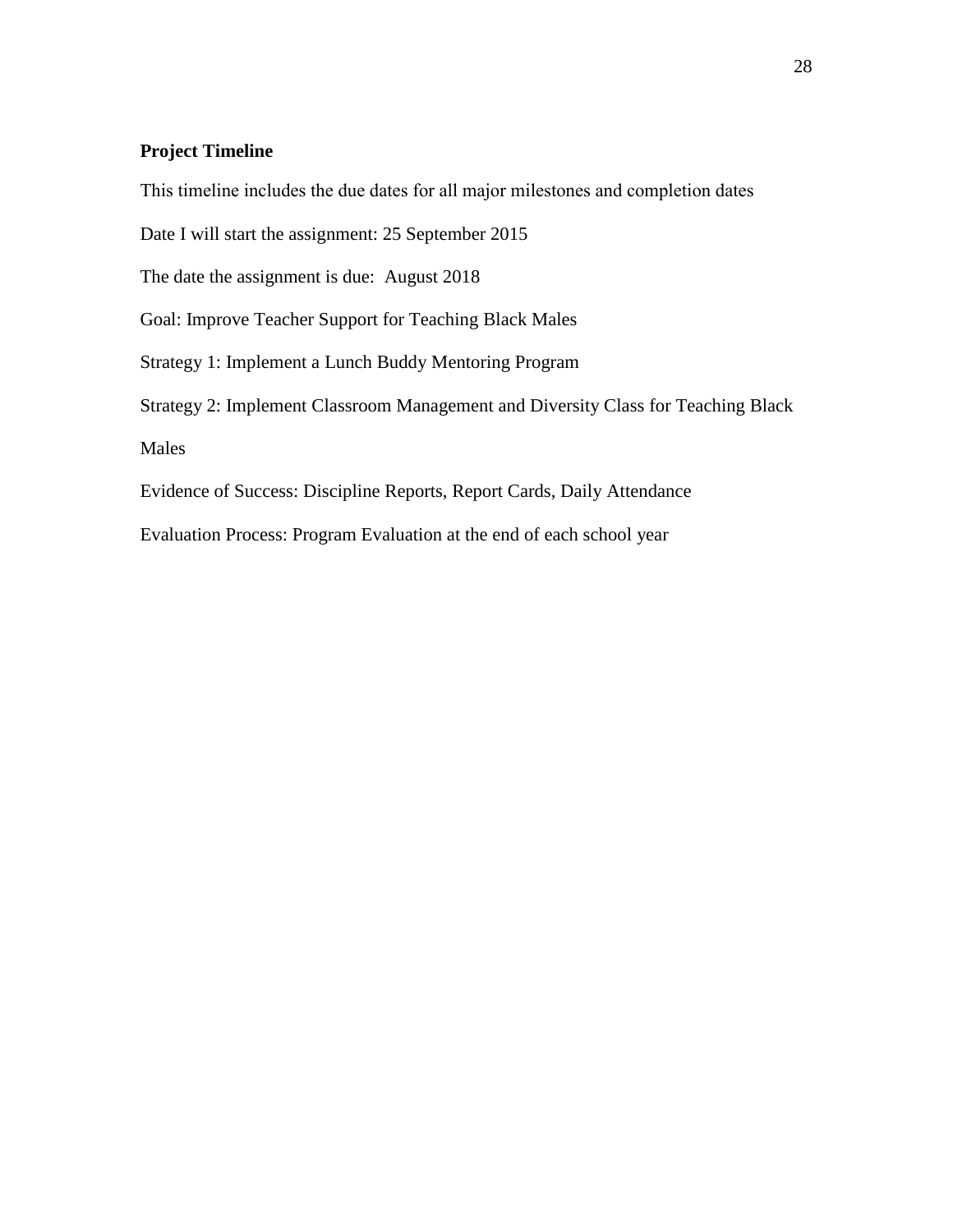**Project Timeline**

This timeline includes the due dates for all major milestones and completion dates

Date I will start the assignment: 25 September 2015

The date the assignment is due: August 2018

Goal: Improve Teacher Support for Teaching Black Males

Strategy 1: Implement a Lunch Buddy Mentoring Program

Strategy 2: Implement Classroom Management and Diversity Class for Teaching Black Males

Evidence of Success: Discipline Reports, Report Cards, Daily Attendance

Evaluation Process: Program Evaluation at the end of each school year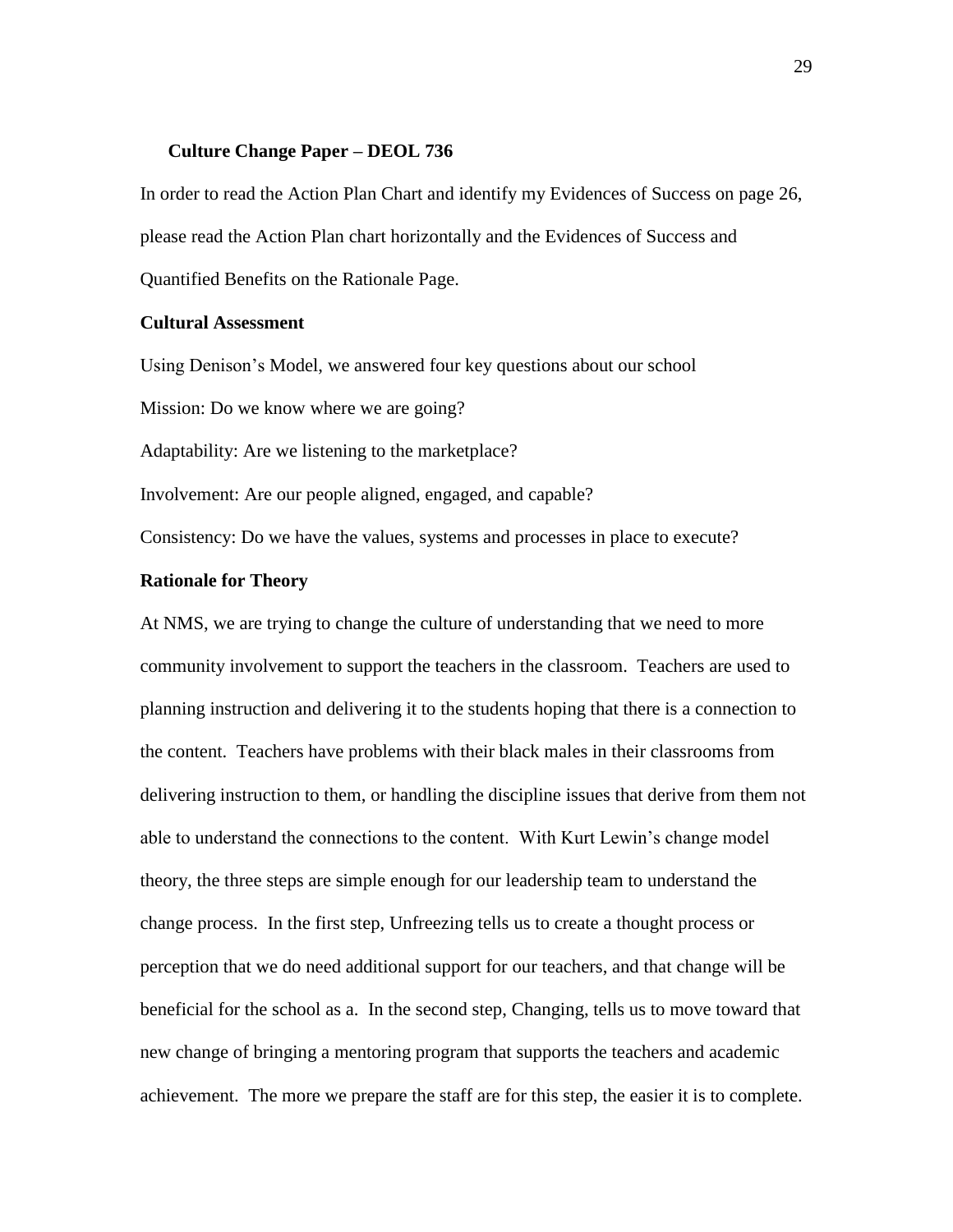**Culture Change Paper – DEOL 736**

In order to read the Action Plan Chart and identify my Evidences of Success on page 26, please read the Action Plan chart horizontally and the Evidences of Success and Quantified Benefits on the Rationale Page.

**Cultural Assessment**

Using Denison's Model, we answered four key questions about our school

Mission: Do we know where we are going?

Adaptability: Are we listening to the marketplace?

Involvement: Are our people aligned, engaged, and capable?

Consistency: Do we have the values, systems and processes in place to execute?

**Rationale for Theory**

At NMS, we are trying to change the culture of understanding that we need to more community involvement to support the teachers in the classroom. Teachers are used to planning instruction and delivering it to the students hoping that there is a connection to the content. Teachers have problems with their black males in their classrooms from delivering instruction to them, or handling the discipline issues that derive from them not able to understand the connections to the content. With Kurt Lewin's change model theory, the three steps are simple enough for our leadership team to understand the change process. In the first step, Unfreezing tells us to create a thought process or perception that we do need additional support for our teachers, and that change will be beneficial for the school as a. In the second step, Changing, tells us to move toward that new change of bringing a mentoring program that supports the teachers and academic achievement. The more we prepare the staff are for this step, the easier it is to complete.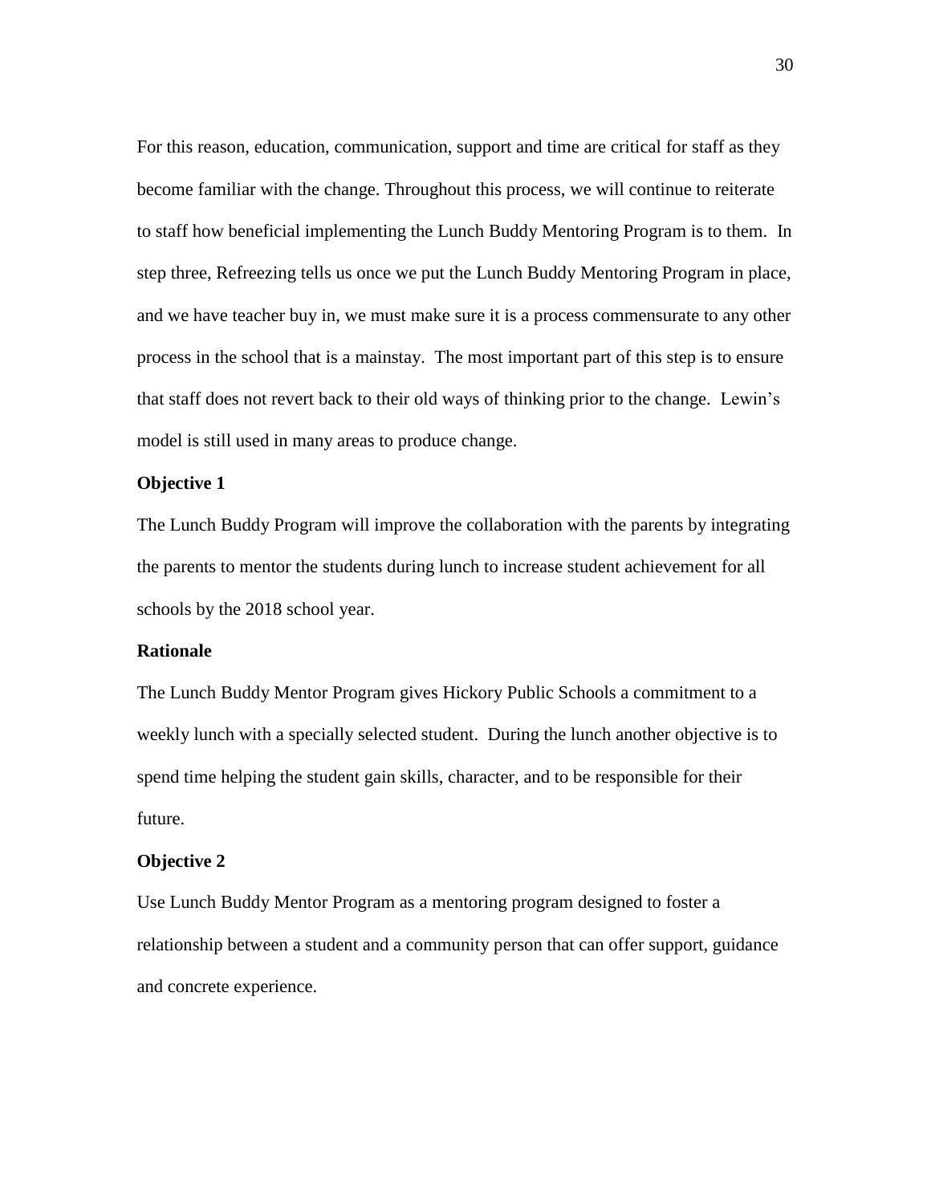For this reason, education, communication, support and time are critical for staff as they become familiar with the change. Throughout this process, we will continue to reiterate to staff how beneficial implementing the Lunch Buddy Mentoring Program is to them. In step three, Refreezing tells us once we put the Lunch Buddy Mentoring Program in place, and we have teacher buy in, we must make sure it is a process commensurate to any other process in the school that is a mainstay. The most important part of this step is to ensure that staff does not revert back to their old ways of thinking prior to the change. Lewin's model is still used in many areas to produce change.

**Objective 1**

The Lunch Buddy Program will improve the collaboration with the parents by integrating the parents to mentor the students during lunch to increase student achievement for all schools by the 2018 school year.

**Rationale**

The Lunch Buddy Mentor Program gives Hickory Public Schools a commitment to a weekly lunch with a specially selected student. During the lunch another objective is to spend time helping the student gain skills, character, and to be responsible for their future.

**Objective 2**

Use Lunch Buddy Mentor Program as a mentoring program designed to foster a relationship between a student and a community person that can offer support, guidance and concrete experience.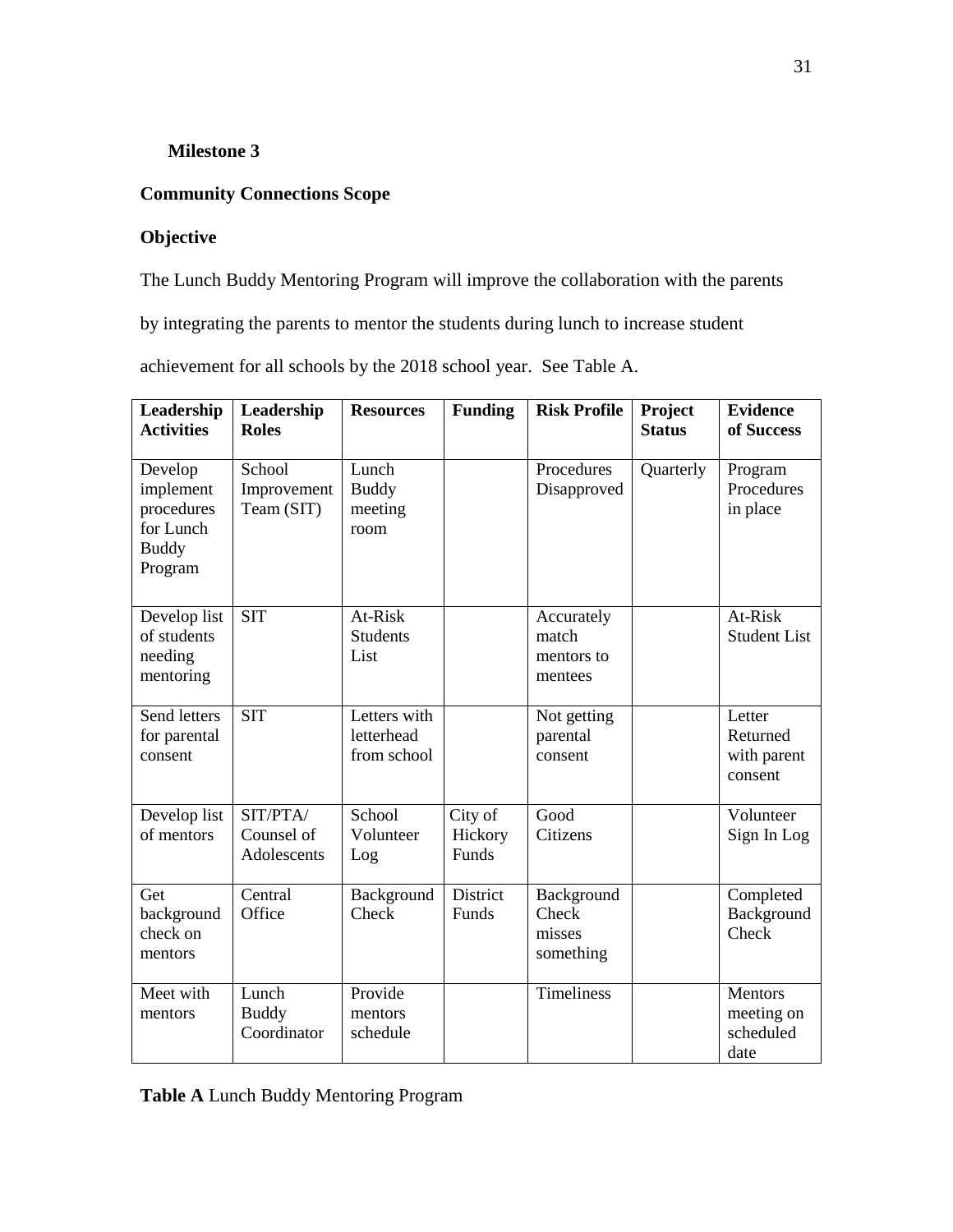**Milestone 3**

**Community Connections Scope**

**Objective**

The Lunch Buddy Mentoring Program will improve the collaboration with the parents by integrating the parents to mentor the students during lunch to increase student achievement for all schools by the 2018 school year. See Table A.

| Leadership Activities | Leadership Roles | Resources | Funding | Risk Profile | Project Status | Evidence of Success |
|---|---|---|---|---|---|---|
| Develop implement procedures for Lunch Buddy Program | School Improvement Team (SIT) | Lunch Buddy meeting room | | Procedures Disapproved | Quarterly | Program Procedures in place |
| Develop list of students needing mentoring | SIT | At-Risk Students List | | Accurately match mentors to mentees | | At-Risk Student List |
| Send letters for parental consent | SIT | Letters with letterhead from school | | Not getting parental consent | | Letter Returned with parent consent |
| Develop list of mentors | SIT/PTA/ Counsel of Adolescents | School Volunteer Log | City of Hickory Funds | Good Citizens | | Volunteer Sign In Log |
| Get background check on mentors | Central Office | Background Check | District Funds | Background Check misses something | | Completed Background Check |
| Meet with mentors | Lunch Buddy Coordinator | Provide mentors schedule | | Timeliness | | Mentors meeting on scheduled date |

**Table A** Lunch Buddy Mentoring Program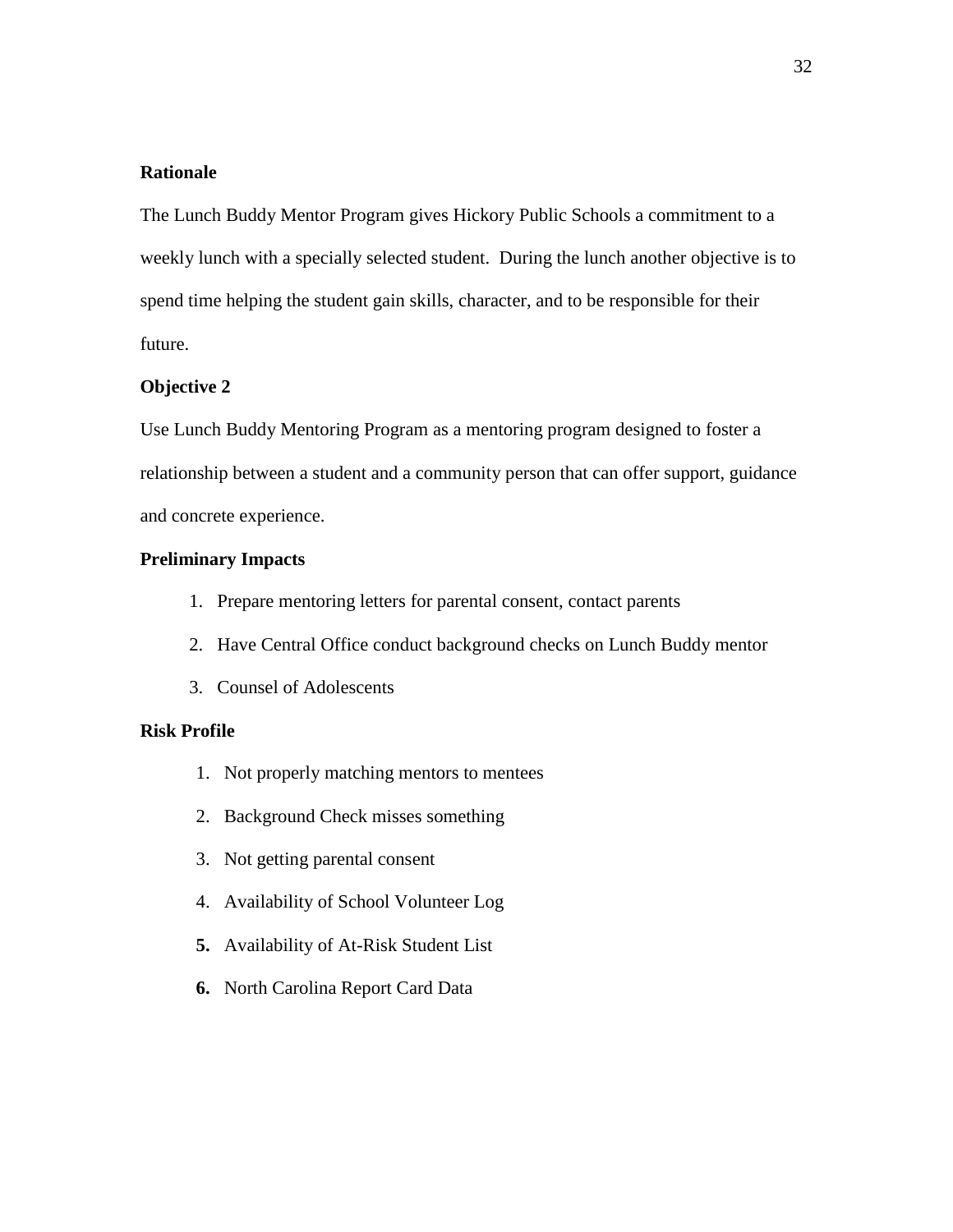**Rationale**

The Lunch Buddy Mentor Program gives Hickory Public Schools a commitment to a weekly lunch with a specially selected student. During the lunch another objective is to spend time helping the student gain skills, character, and to be responsible for their future.

**Objective 2**

Use Lunch Buddy Mentoring Program as a mentoring program designed to foster a relationship between a student and a community person that can offer support, guidance and concrete experience.

**Preliminary Impacts**

1. Prepare mentoring letters for parental consent, contact parents
2. Have Central Office conduct background checks on Lunch Buddy mentor
3. Counsel of Adolescents

**Risk Profile**

1. Not properly matching mentors to mentees
2. Background Check misses something
3. Not getting parental consent
4. Availability of School Volunteer Log
5. Availability of At-Risk Student List
6. North Carolina Report Card Data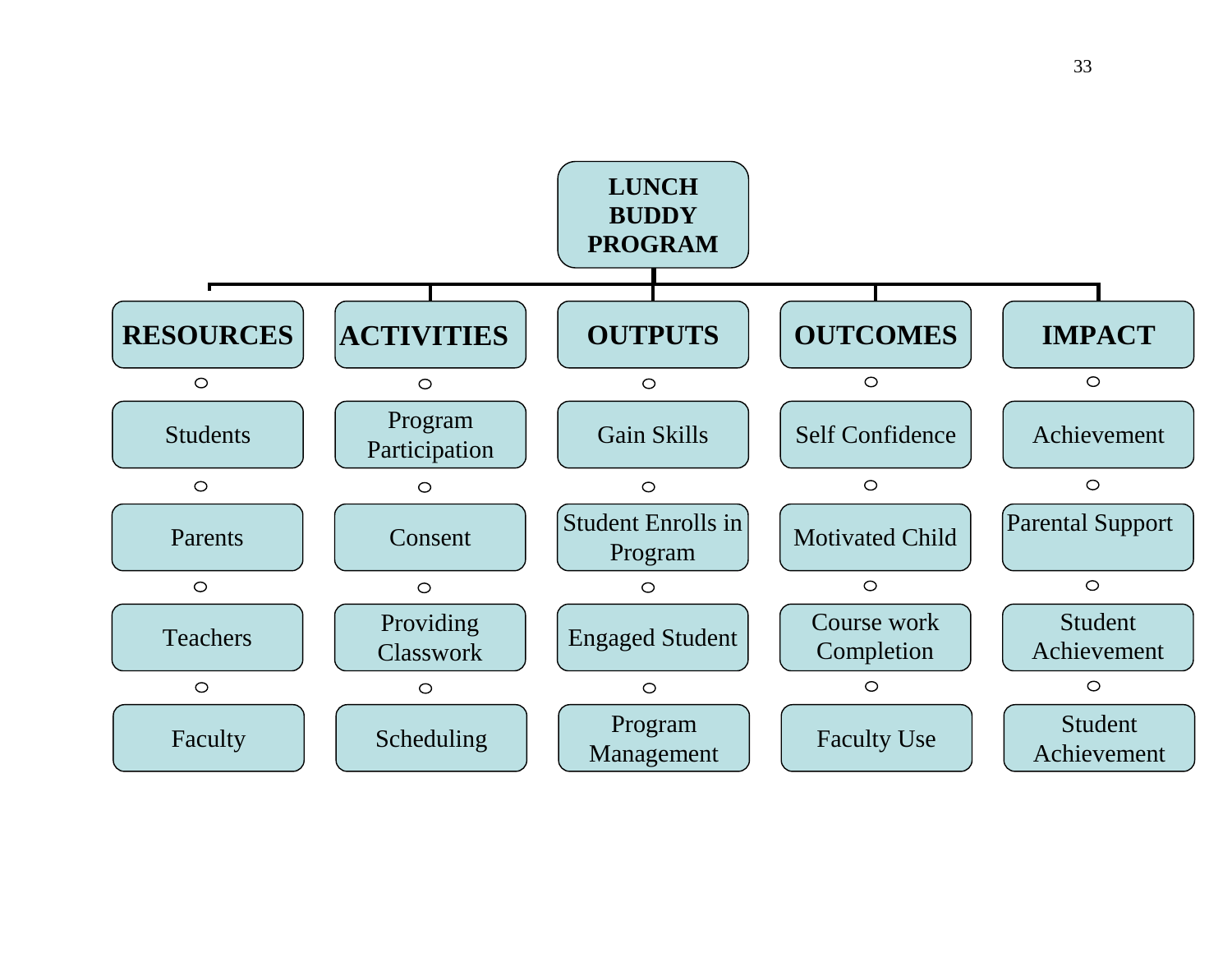**LUNCH BUDDY PROGRAM**

| RESOURCES | ACTIVITIES | OUTPUTS | OUTCOMES | IMPACT |
|---|---|---|---|---|
| Students | Program Participation | Gain Skills | Self Confidence | Achievement |
| Parents | Consent | Student Enrolls in Program | Motivated Child | Parental Support |
| Teachers | Providing Classwork | Engaged Student | Course work Completion | Student Achievement |
| Faculty | Scheduling | Program Management | Faculty Use | Student Achievement |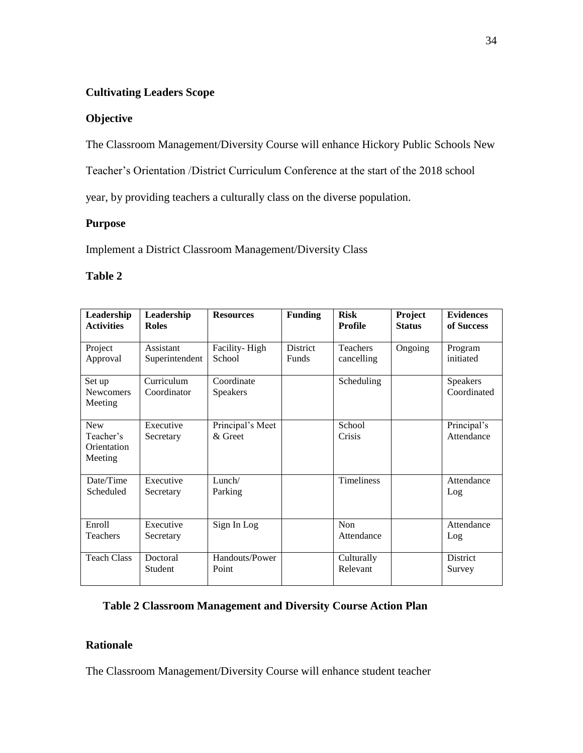**Cultivating Leaders Scope**

**Objective**

The Classroom Management/Diversity Course will enhance Hickory Public Schools New Teacher's Orientation /District Curriculum Conference at the start of the 2018 school year, by providing teachers a culturally class on the diverse population.

**Purpose**

Implement a District Classroom Management/Diversity Class

**Table 2**

| Leadership Activities | Leadership Roles | Resources | Funding | Risk Profile | Project Status | Evidences of Success |
|---|---|---|---|---|---|---|
| Project Approval | Assistant Superintendent | Facility- High School | District Funds | Teachers cancelling | Ongoing | Program initiated |
| Set up Newcomers Meeting | Curriculum Coordinator | Coordinate Speakers | | Scheduling | | Speakers Coordinated |
| New Teacher's Orientation Meeting | Executive Secretary | Principal's Meet & Greet | | School Crisis | | Principal's Attendance |
| Date/Time Scheduled | Executive Secretary | Lunch/ Parking | | Timeliness | | Attendance Log |
| Enroll Teachers | Executive Secretary | Sign In Log | | Non Attendance | | Attendance Log |
| Teach Class | Doctoral Student | Handouts/Power Point | | Culturally Relevant | | District Survey |

**Table 2 Classroom Management and Diversity Course Action Plan**

**Rationale**

The Classroom Management/Diversity Course will enhance student teacher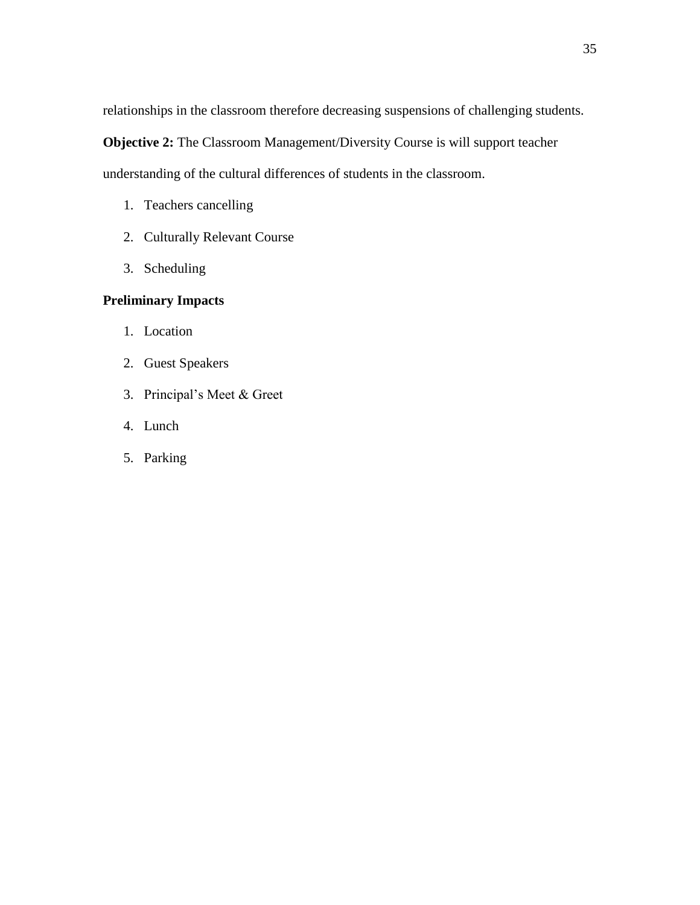relationships in the classroom therefore decreasing suspensions of challenging students.

**Objective 2:** The Classroom Management/Diversity Course is will support teacher understanding of the cultural differences of students in the classroom.

1. Teachers cancelling
2. Culturally Relevant Course
3. Scheduling

**Preliminary Impacts**

1. Location
2. Guest Speakers
3. Principal's Meet & Greet
4. Lunch
5. Parking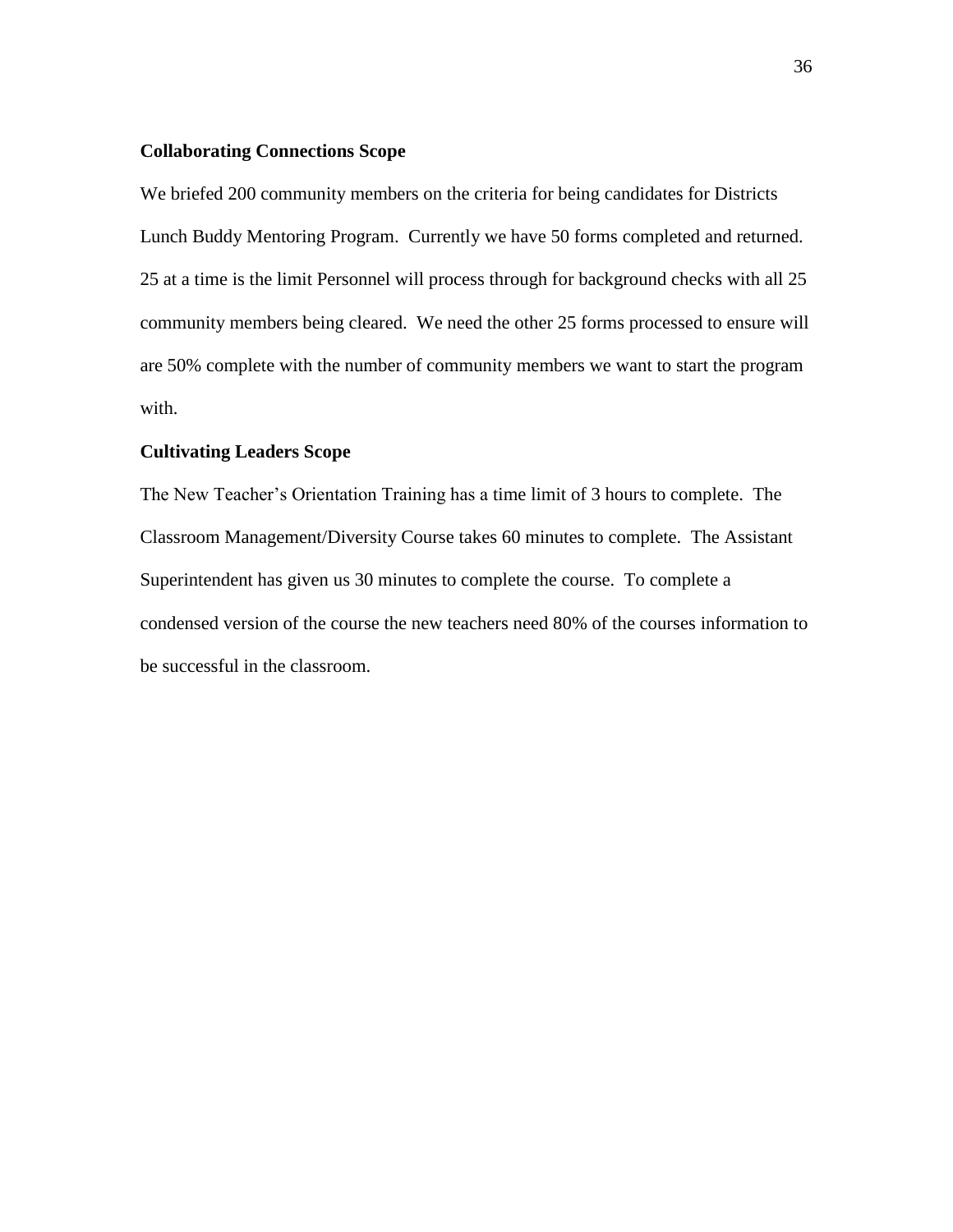**Collaborating Connections Scope**

We briefed 200 community members on the criteria for being candidates for Districts Lunch Buddy Mentoring Program. Currently we have 50 forms completed and returned. 25 at a time is the limit Personnel will process through for background checks with all 25 community members being cleared. We need the other 25 forms processed to ensure will are 50% complete with the number of community members we want to start the program with.

**Cultivating Leaders Scope**

The New Teacher's Orientation Training has a time limit of 3 hours to complete. The Classroom Management/Diversity Course takes 60 minutes to complete. The Assistant Superintendent has given us 30 minutes to complete the course. To complete a condensed version of the course the new teachers need 80% of the courses information to be successful in the classroom.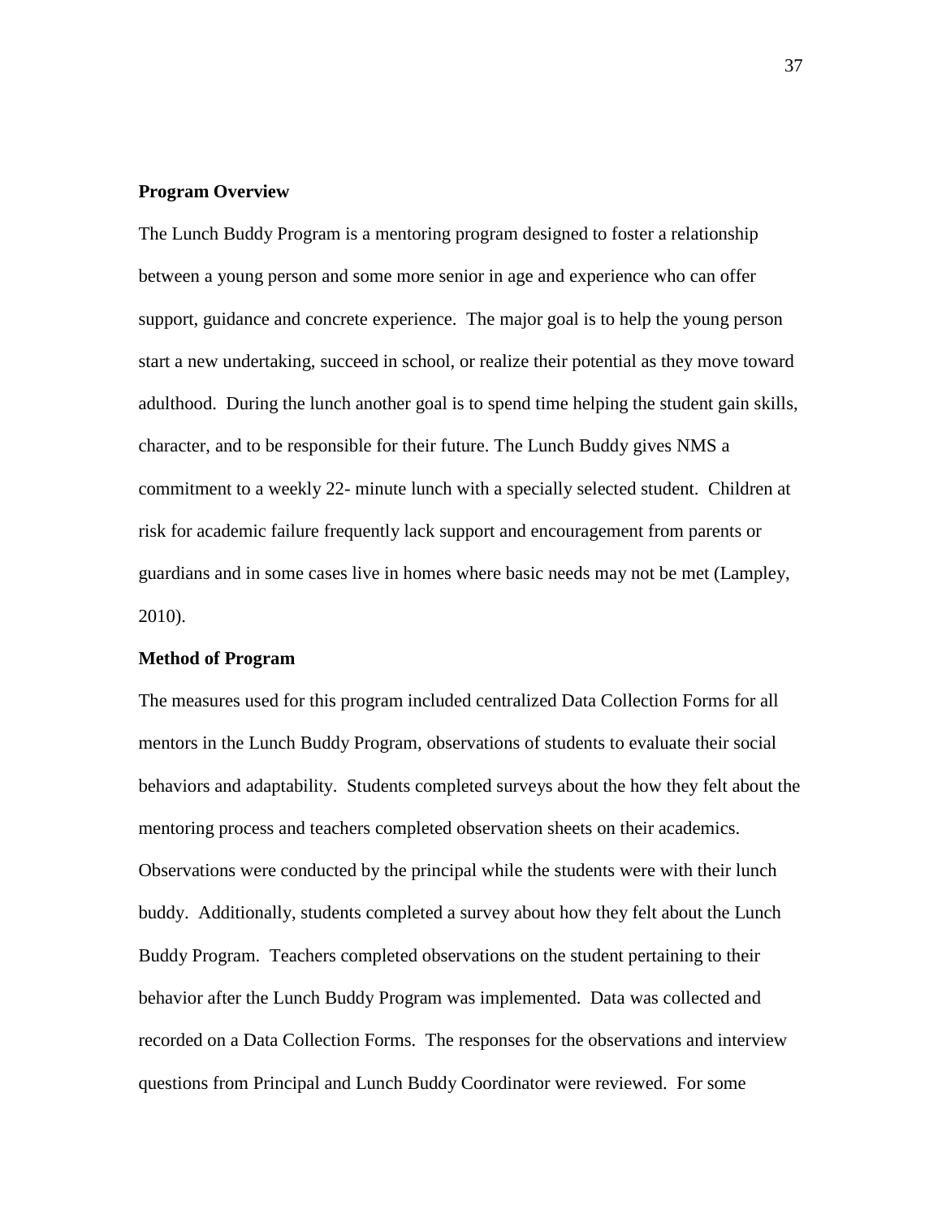**Program Overview**

The Lunch Buddy Program is a mentoring program designed to foster a relationship between a young person and some more senior in age and experience who can offer support, guidance and concrete experience. The major goal is to help the young person start a new undertaking, succeed in school, or realize their potential as they move toward adulthood. During the lunch another goal is to spend time helping the student gain skills, character, and to be responsible for their future. The Lunch Buddy gives NMS a commitment to a weekly 22- minute lunch with a specially selected student. Children at risk for academic failure frequently lack support and encouragement from parents or guardians and in some cases live in homes where basic needs may not be met (Lampley, 2010).

**Method of Program**

The measures used for this program included centralized Data Collection Forms for all mentors in the Lunch Buddy Program, observations of students to evaluate their social behaviors and adaptability. Students completed surveys about the how they felt about the mentoring process and teachers completed observation sheets on their academics. Observations were conducted by the principal while the students were with their lunch buddy. Additionally, students completed a survey about how they felt about the Lunch Buddy Program. Teachers completed observations on the student pertaining to their behavior after the Lunch Buddy Program was implemented. Data was collected and recorded on a Data Collection Forms. The responses for the observations and interview questions from Principal and Lunch Buddy Coordinator were reviewed. For some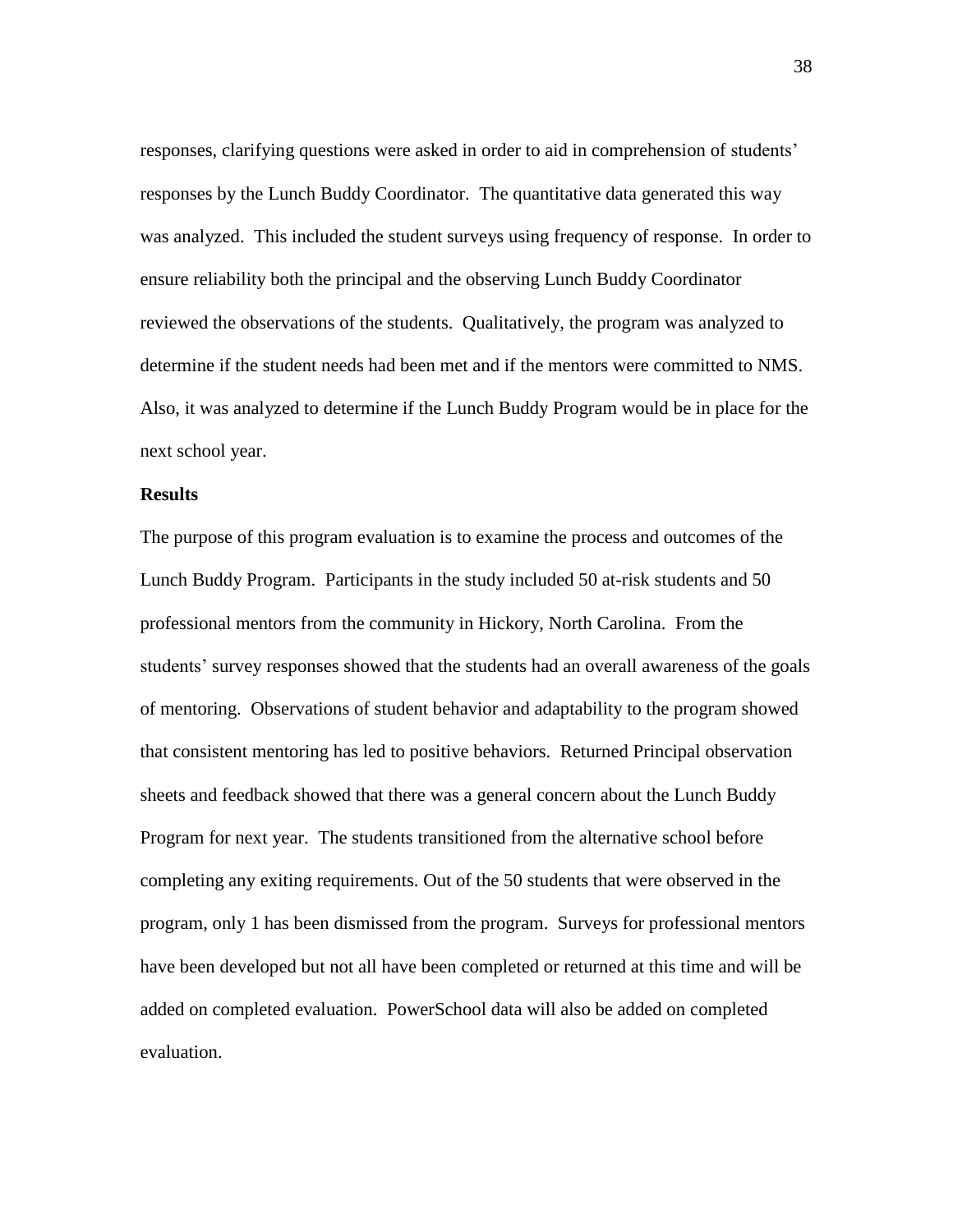responses, clarifying questions were asked in order to aid in comprehension of students' responses by the Lunch Buddy Coordinator. The quantitative data generated this way was analyzed. This included the student surveys using frequency of response. In order to ensure reliability both the principal and the observing Lunch Buddy Coordinator reviewed the observations of the students. Qualitatively, the program was analyzed to determine if the student needs had been met and if the mentors were committed to NMS. Also, it was analyzed to determine if the Lunch Buddy Program would be in place for the next school year.

**Results**

The purpose of this program evaluation is to examine the process and outcomes of the Lunch Buddy Program. Participants in the study included 50 at-risk students and 50 professional mentors from the community in Hickory, North Carolina. From the students' survey responses showed that the students had an overall awareness of the goals of mentoring. Observations of student behavior and adaptability to the program showed that consistent mentoring has led to positive behaviors. Returned Principal observation sheets and feedback showed that there was a general concern about the Lunch Buddy Program for next year. The students transitioned from the alternative school before completing any exiting requirements. Out of the 50 students that were observed in the program, only 1 has been dismissed from the program. Surveys for professional mentors have been developed but not all have been completed or returned at this time and will be added on completed evaluation. PowerSchool data will also be added on completed evaluation.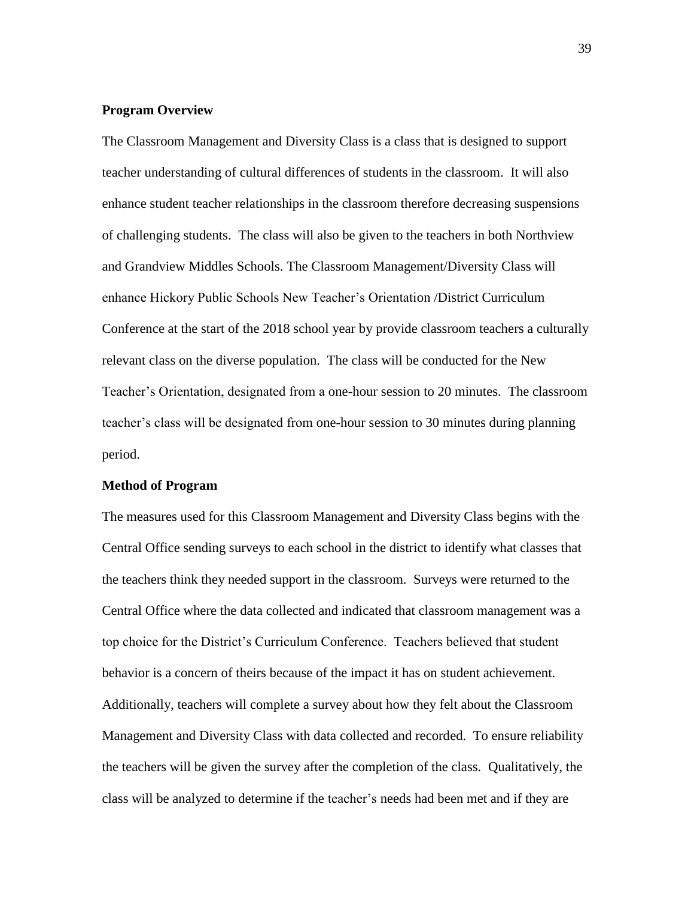**Program Overview**

The Classroom Management and Diversity Class is a class that is designed to support teacher understanding of cultural differences of students in the classroom. It will also enhance student teacher relationships in the classroom therefore decreasing suspensions of challenging students. The class will also be given to the teachers in both Northview and Grandview Middles Schools. The Classroom Management/Diversity Class will enhance Hickory Public Schools New Teacher's Orientation /District Curriculum Conference at the start of the 2018 school year by provide classroom teachers a culturally relevant class on the diverse population. The class will be conducted for the New Teacher's Orientation, designated from a one-hour session to 20 minutes. The classroom teacher's class will be designated from one-hour session to 30 minutes during planning period.

**Method of Program**

The measures used for this Classroom Management and Diversity Class begins with the Central Office sending surveys to each school in the district to identify what classes that the teachers think they needed support in the classroom. Surveys were returned to the Central Office where the data collected and indicated that classroom management was a top choice for the District's Curriculum Conference. Teachers believed that student behavior is a concern of theirs because of the impact it has on student achievement. Additionally, teachers will complete a survey about how they felt about the Classroom Management and Diversity Class with data collected and recorded. To ensure reliability the teachers will be given the survey after the completion of the class. Qualitatively, the class will be analyzed to determine if the teacher's needs had been met and if they are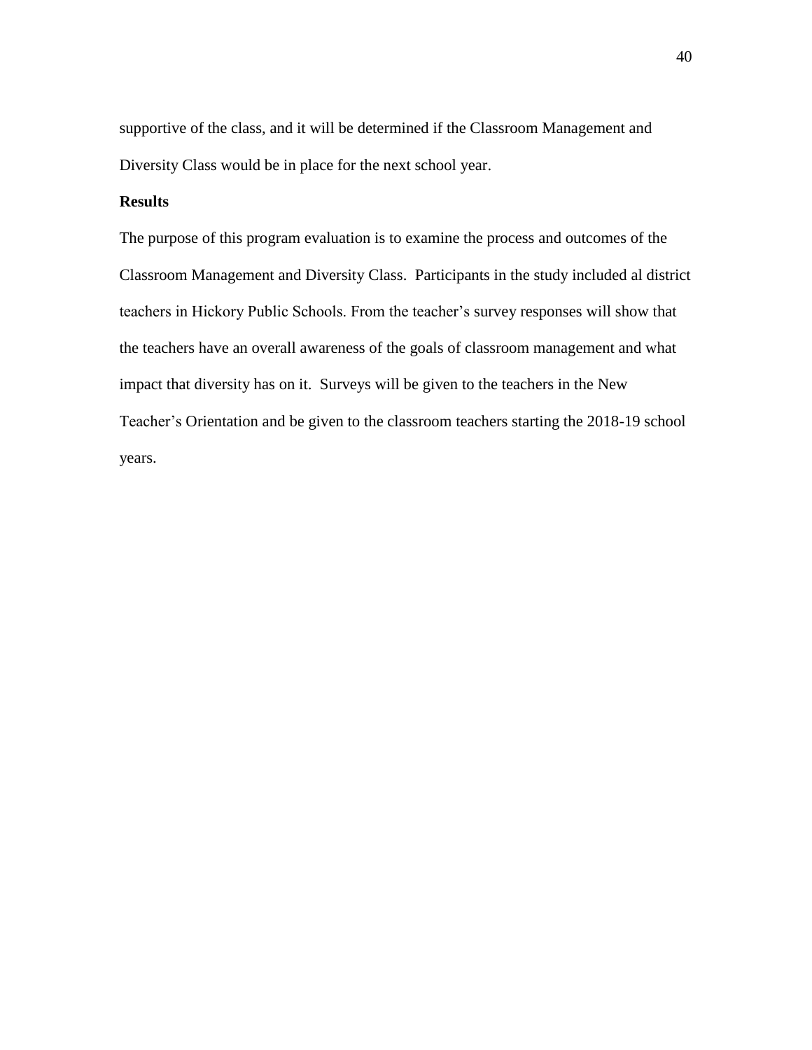supportive of the class, and it will be determined if the Classroom Management and Diversity Class would be in place for the next school year.

**Results**

The purpose of this program evaluation is to examine the process and outcomes of the Classroom Management and Diversity Class. Participants in the study included al district teachers in Hickory Public Schools. From the teacher's survey responses will show that the teachers have an overall awareness of the goals of classroom management and what impact that diversity has on it. Surveys will be given to the teachers in the New Teacher's Orientation and be given to the classroom teachers starting the 2018-19 school years.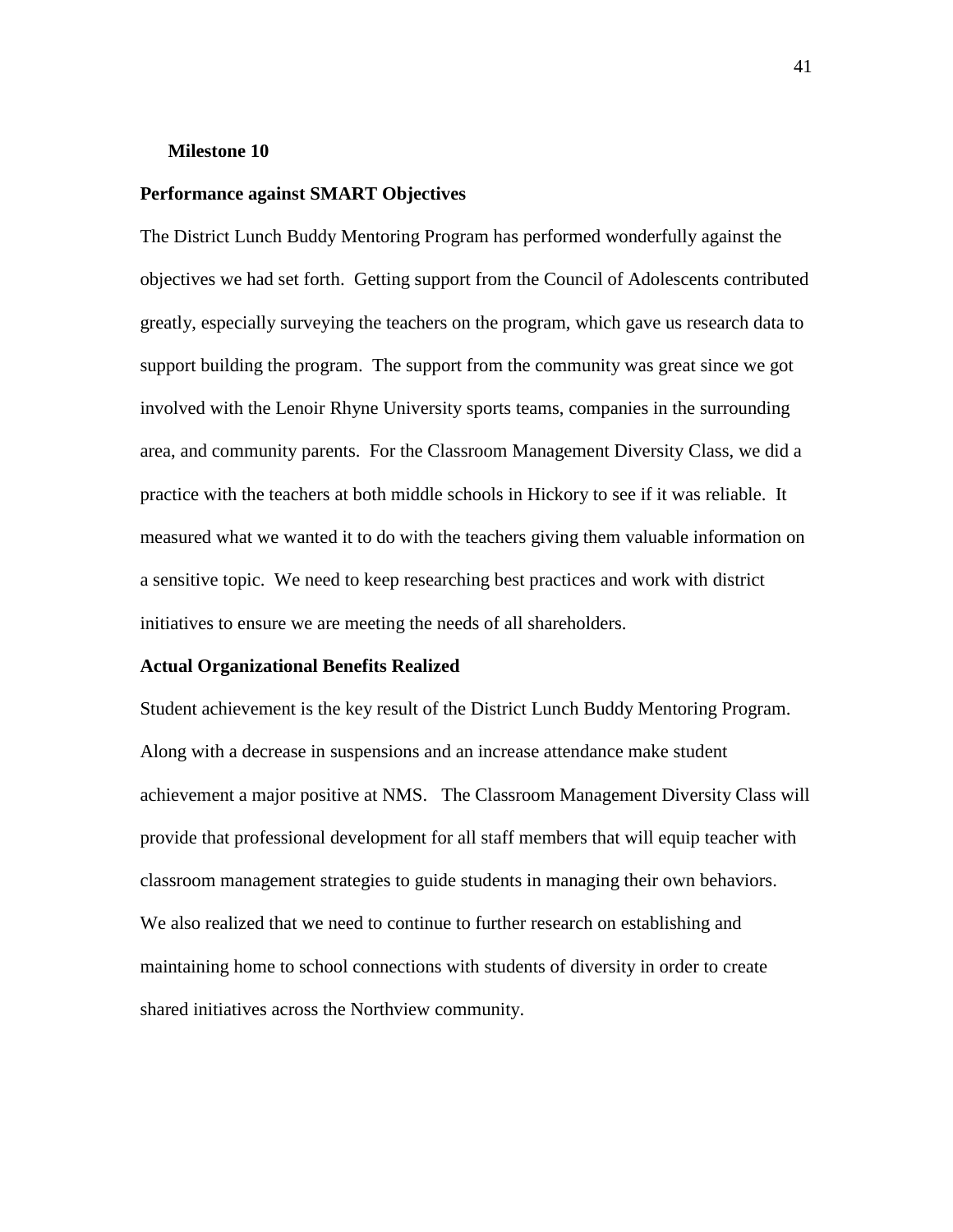**Milestone 10**

**Performance against SMART Objectives**

The District Lunch Buddy Mentoring Program has performed wonderfully against the objectives we had set forth. Getting support from the Council of Adolescents contributed greatly, especially surveying the teachers on the program, which gave us research data to support building the program. The support from the community was great since we got involved with the Lenoir Rhyne University sports teams, companies in the surrounding area, and community parents. For the Classroom Management Diversity Class, we did a practice with the teachers at both middle schools in Hickory to see if it was reliable. It measured what we wanted it to do with the teachers giving them valuable information on a sensitive topic. We need to keep researching best practices and work with district initiatives to ensure we are meeting the needs of all shareholders.

**Actual Organizational Benefits Realized**

Student achievement is the key result of the District Lunch Buddy Mentoring Program. Along with a decrease in suspensions and an increase attendance make student achievement a major positive at NMS. The Classroom Management Diversity Class will provide that professional development for all staff members that will equip teacher with classroom management strategies to guide students in managing their own behaviors. We also realized that we need to continue to further research on establishing and maintaining home to school connections with students of diversity in order to create shared initiatives across the Northview community.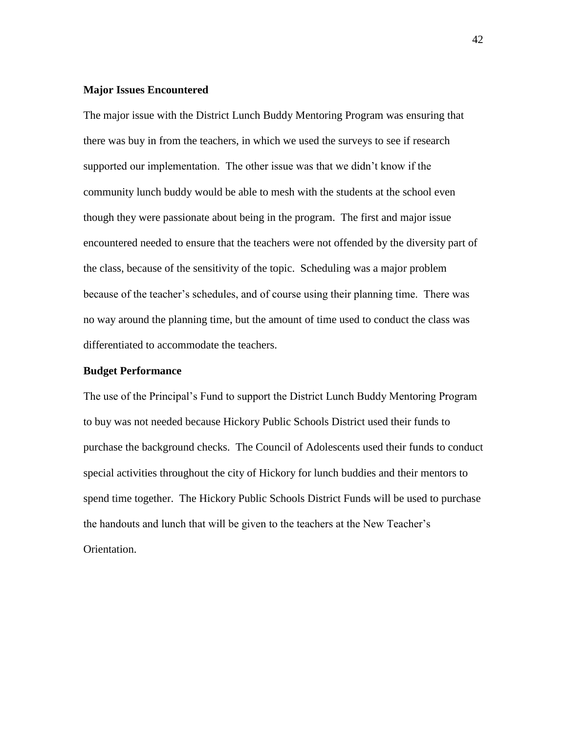**Major Issues Encountered**

The major issue with the District Lunch Buddy Mentoring Program was ensuring that there was buy in from the teachers, in which we used the surveys to see if research supported our implementation. The other issue was that we didn't know if the community lunch buddy would be able to mesh with the students at the school even though they were passionate about being in the program. The first and major issue encountered needed to ensure that the teachers were not offended by the diversity part of the class, because of the sensitivity of the topic. Scheduling was a major problem because of the teacher's schedules, and of course using their planning time. There was no way around the planning time, but the amount of time used to conduct the class was differentiated to accommodate the teachers.

**Budget Performance**

The use of the Principal's Fund to support the District Lunch Buddy Mentoring Program to buy was not needed because Hickory Public Schools District used their funds to purchase the background checks. The Council of Adolescents used their funds to conduct special activities throughout the city of Hickory for lunch buddies and their mentors to spend time together. The Hickory Public Schools District Funds will be used to purchase the handouts and lunch that will be given to the teachers at the New Teacher's Orientation.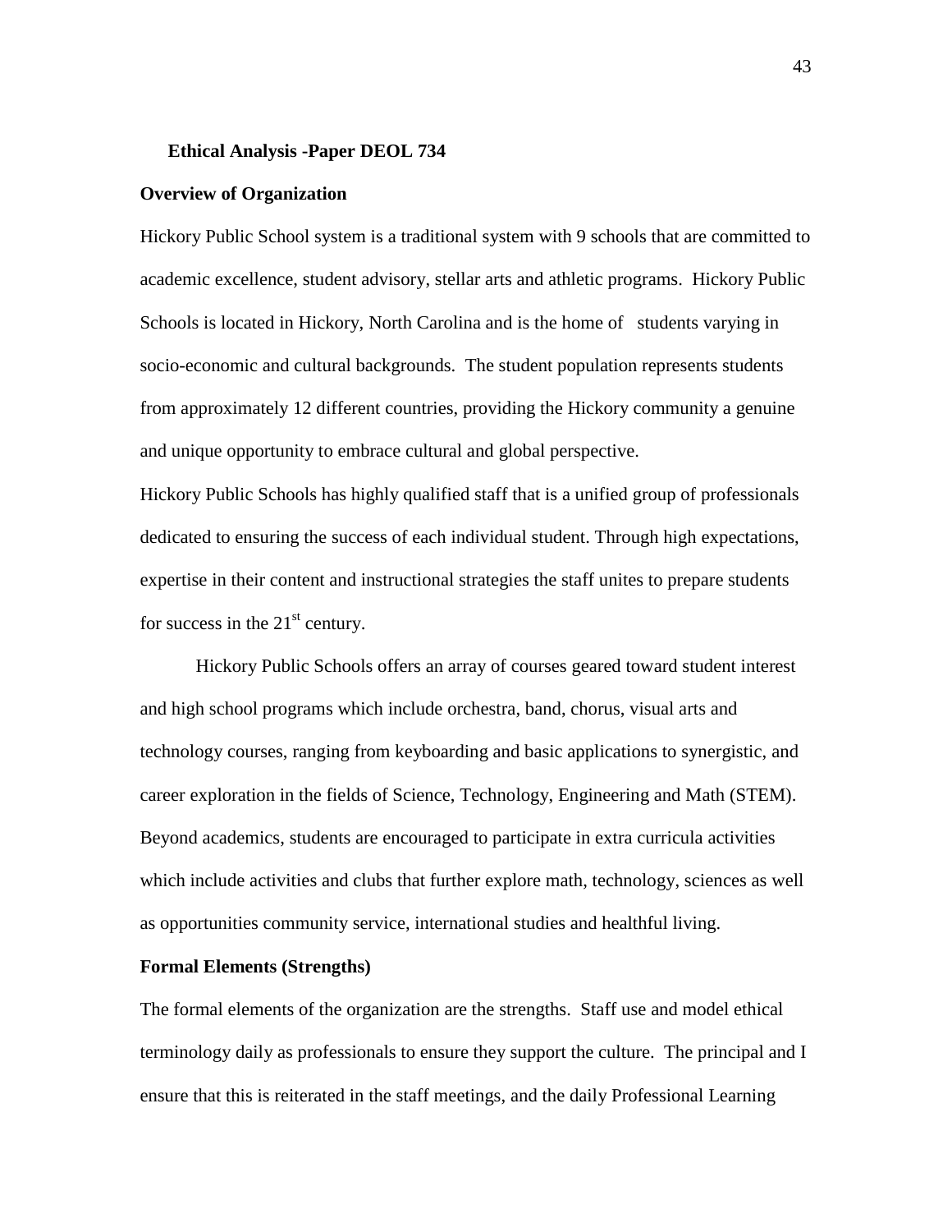**Ethical Analysis -Paper DEOL 734**

**Overview of Organization**

Hickory Public School system is a traditional system with 9 schools that are committed to academic excellence, student advisory, stellar arts and athletic programs. Hickory Public Schools is located in Hickory, North Carolina and is the home of students varying in socio-economic and cultural backgrounds. The student population represents students from approximately 12 different countries, providing the Hickory community a genuine and unique opportunity to embrace cultural and global perspective.

Hickory Public Schools has highly qualified staff that is a unified group of professionals dedicated to ensuring the success of each individual student. Through high expectations, expertise in their content and instructional strategies the staff unites to prepare students for success in the 21st century.

Hickory Public Schools offers an array of courses geared toward student interest and high school programs which include orchestra, band, chorus, visual arts and technology courses, ranging from keyboarding and basic applications to synergistic, and career exploration in the fields of Science, Technology, Engineering and Math (STEM). Beyond academics, students are encouraged to participate in extra curricula activities which include activities and clubs that further explore math, technology, sciences as well as opportunities community service, international studies and healthful living.

**Formal Elements (Strengths)**

The formal elements of the organization are the strengths. Staff use and model ethical terminology daily as professionals to ensure they support the culture. The principal and I ensure that this is reiterated in the staff meetings, and the daily Professional Learning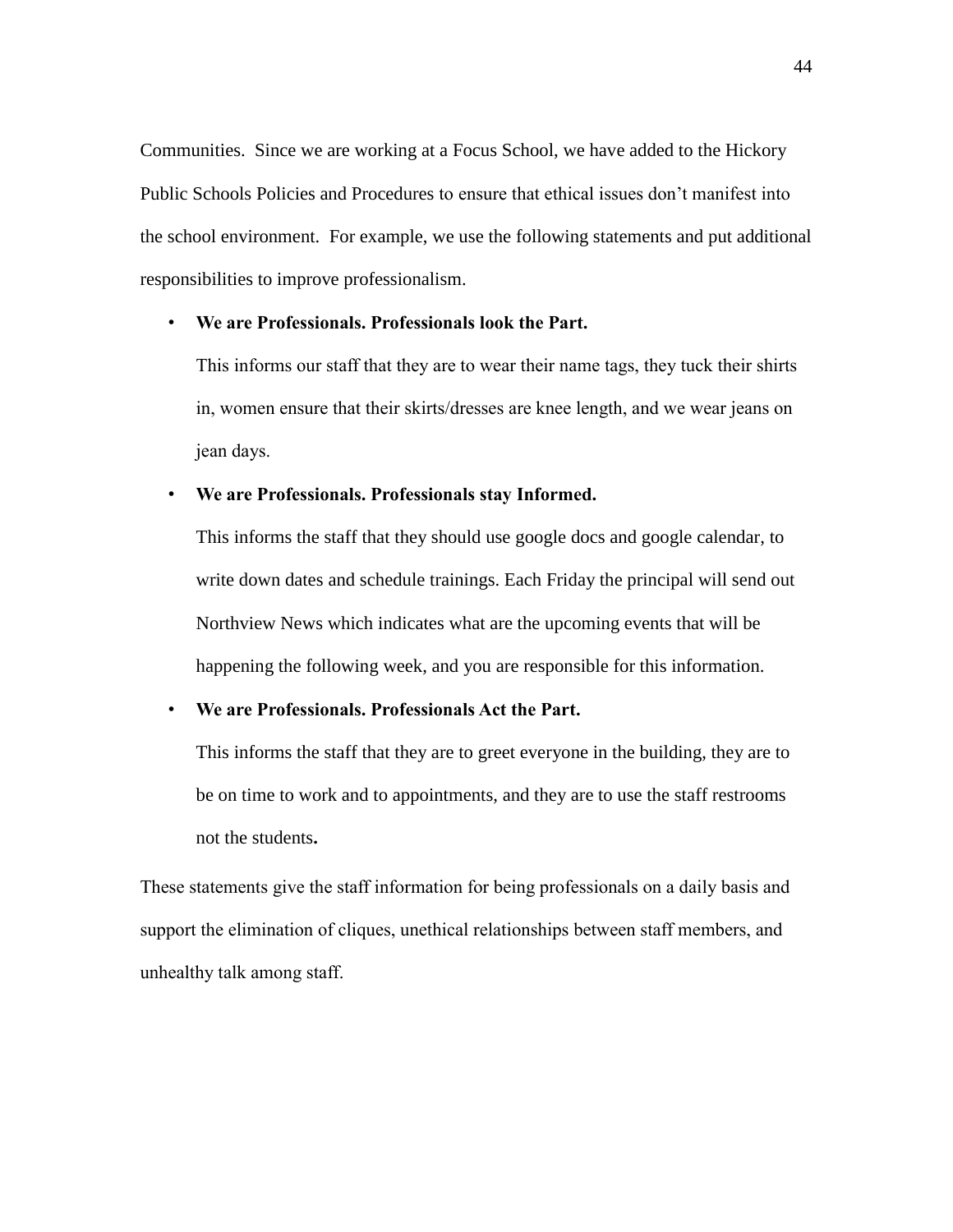Communities. Since we are working at a Focus School, we have added to the Hickory Public Schools Policies and Procedures to ensure that ethical issues don't manifest into the school environment. For example, we use the following statements and put additional responsibilities to improve professionalism.

- **We are Professionals. Professionals look the Part.**

  This informs our staff that they are to wear their name tags, they tuck their shirts in, women ensure that their skirts/dresses are knee length, and we wear jeans on jean days.

- **We are Professionals. Professionals stay Informed.**

  This informs the staff that they should use google docs and google calendar, to write down dates and schedule trainings. Each Friday the principal will send out Northview News which indicates what are the upcoming events that will be happening the following week, and you are responsible for this information.

- **We are Professionals. Professionals Act the Part.**

  This informs the staff that they are to greet everyone in the building, they are to be on time to work and to appointments, and they are to use the staff restrooms not the students**.**

These statements give the staff information for being professionals on a daily basis and support the elimination of cliques, unethical relationships between staff members, and unhealthy talk among staff.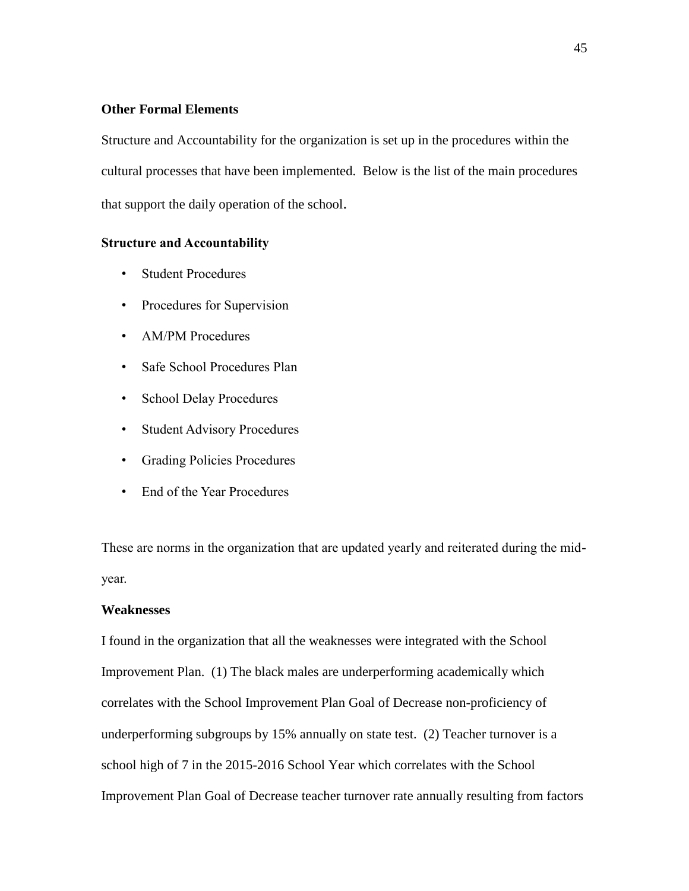**Other Formal Elements**

Structure and Accountability for the organization is set up in the procedures within the cultural processes that have been implemented. Below is the list of the main procedures that support the daily operation of the school.

**Structure and Accountability**

- Student Procedures
- Procedures for Supervision
- AM/PM Procedures
- Safe School Procedures Plan
- School Delay Procedures
- Student Advisory Procedures
- Grading Policies Procedures
- End of the Year Procedures

These are norms in the organization that are updated yearly and reiterated during the mid-year.

**Weaknesses**

I found in the organization that all the weaknesses were integrated with the School Improvement Plan. (1) The black males are underperforming academically which correlates with the School Improvement Plan Goal of Decrease non-proficiency of underperforming subgroups by 15% annually on state test. (2) Teacher turnover is a school high of 7 in the 2015-2016 School Year which correlates with the School Improvement Plan Goal of Decrease teacher turnover rate annually resulting from factors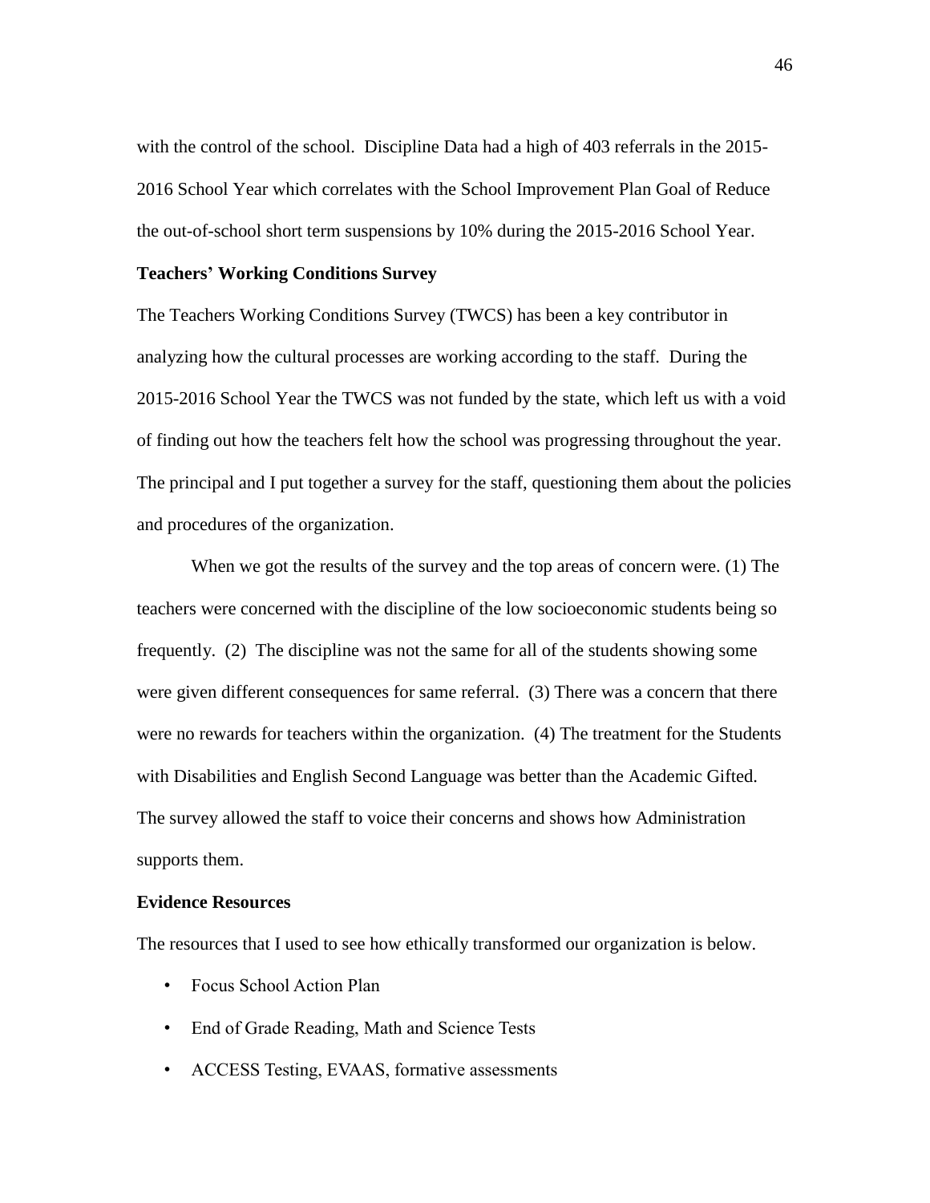with the control of the school. Discipline Data had a high of 403 referrals in the 2015-2016 School Year which correlates with the School Improvement Plan Goal of Reduce the out-of-school short term suspensions by 10% during the 2015-2016 School Year.

**Teachers' Working Conditions Survey**

The Teachers Working Conditions Survey (TWCS) has been a key contributor in analyzing how the cultural processes are working according to the staff. During the 2015-2016 School Year the TWCS was not funded by the state, which left us with a void of finding out how the teachers felt how the school was progressing throughout the year. The principal and I put together a survey for the staff, questioning them about the policies and procedures of the organization.

When we got the results of the survey and the top areas of concern were. (1) The teachers were concerned with the discipline of the low socioeconomic students being so frequently. (2) The discipline was not the same for all of the students showing some were given different consequences for same referral. (3) There was a concern that there were no rewards for teachers within the organization. (4) The treatment for the Students with Disabilities and English Second Language was better than the Academic Gifted. The survey allowed the staff to voice their concerns and shows how Administration supports them.

**Evidence Resources**

The resources that I used to see how ethically transformed our organization is below.

- Focus School Action Plan
- End of Grade Reading, Math and Science Tests
- ACCESS Testing, EVAAS, formative assessments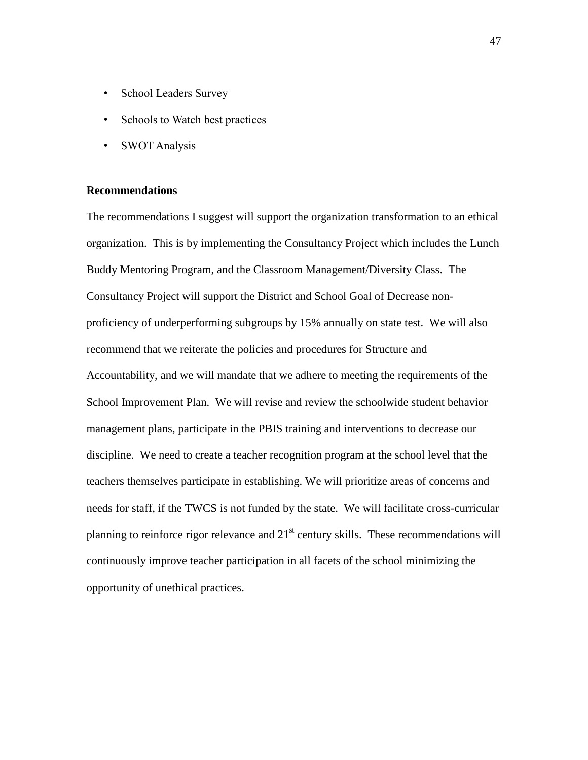- School Leaders Survey
- Schools to Watch best practices
- SWOT Analysis

**Recommendations**

The recommendations I suggest will support the organization transformation to an ethical organization. This is by implementing the Consultancy Project which includes the Lunch Buddy Mentoring Program, and the Classroom Management/Diversity Class. The Consultancy Project will support the District and School Goal of Decrease non-proficiency of underperforming subgroups by 15% annually on state test. We will also recommend that we reiterate the policies and procedures for Structure and Accountability, and we will mandate that we adhere to meeting the requirements of the School Improvement Plan. We will revise and review the schoolwide student behavior management plans, participate in the PBIS training and interventions to decrease our discipline. We need to create a teacher recognition program at the school level that the teachers themselves participate in establishing. We will prioritize areas of concerns and needs for staff, if the TWCS is not funded by the state. We will facilitate cross-curricular planning to reinforce rigor relevance and 21st century skills. These recommendations will continuously improve teacher participation in all facets of the school minimizing the opportunity of unethical practices.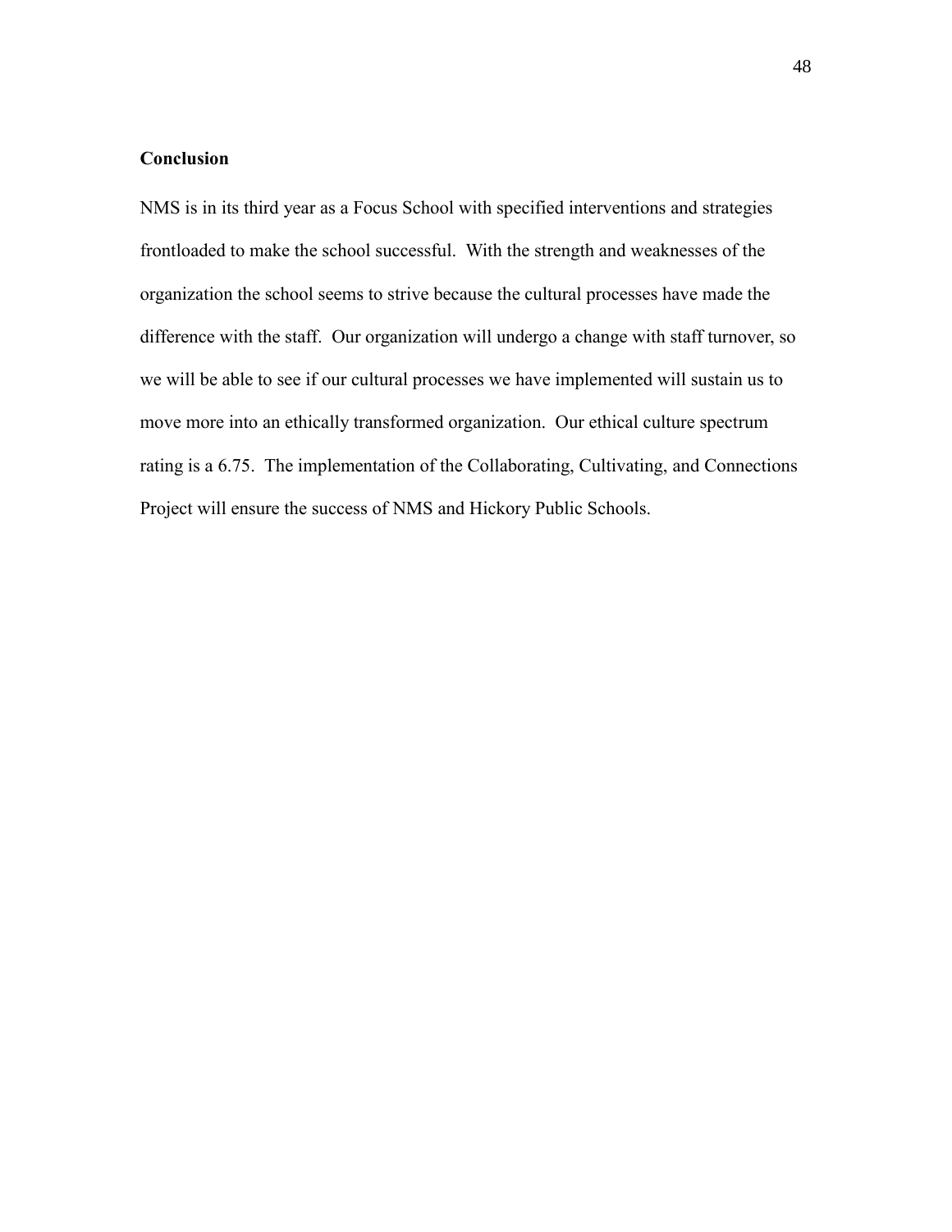**Conclusion**

NMS is in its third year as a Focus School with specified interventions and strategies frontloaded to make the school successful. With the strength and weaknesses of the organization the school seems to strive because the cultural processes have made the difference with the staff. Our organization will undergo a change with staff turnover, so we will be able to see if our cultural processes we have implemented will sustain us to move more into an ethically transformed organization. Our ethical culture spectrum rating is a 6.75. The implementation of the Collaborating, Cultivating, and Connections Project will ensure the success of NMS and Hickory Public Schools.